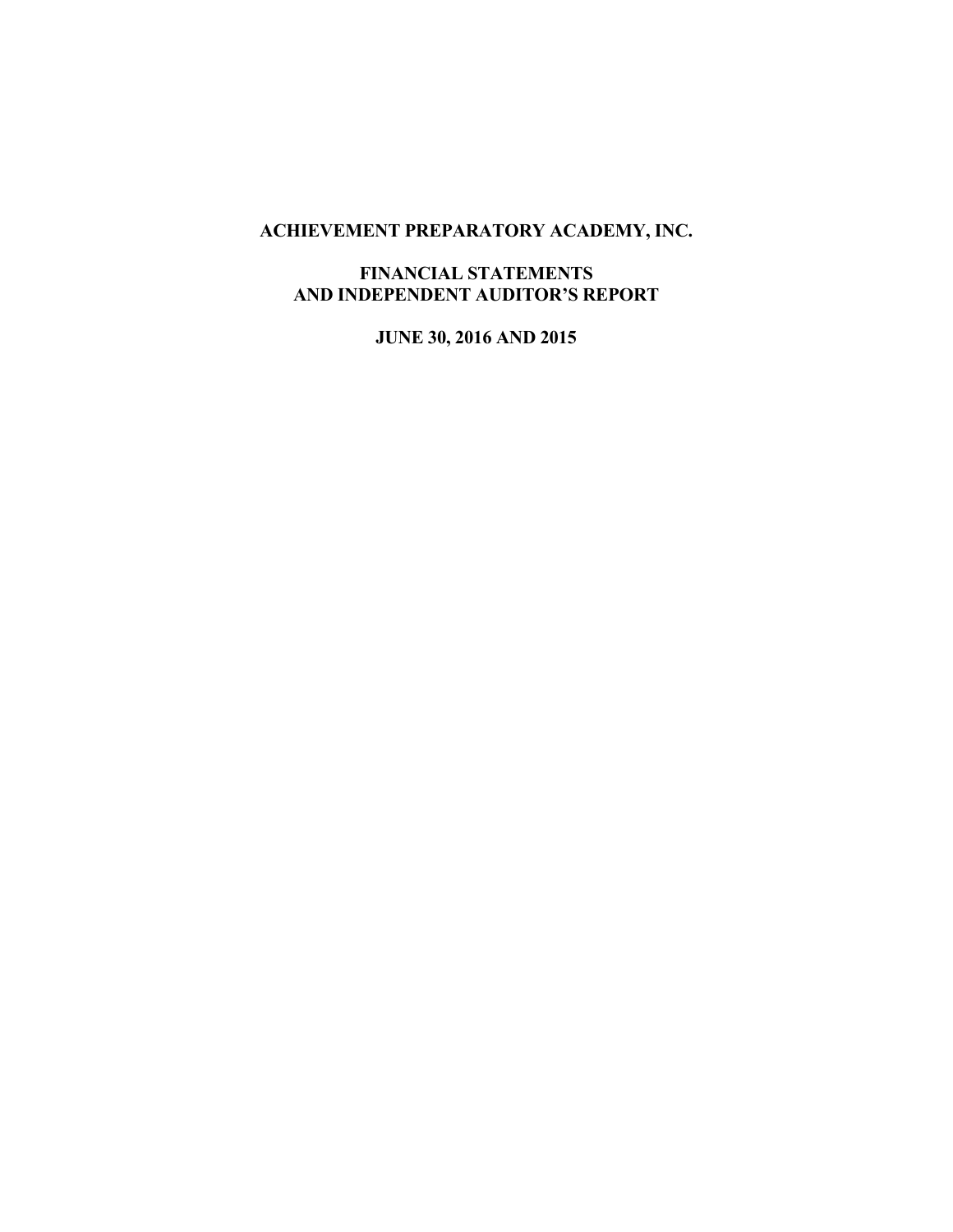# ACHIEVEMENT PREPARATORY ACADEMY, INC.

## FINANCIAL STATEMENTS AND INDEPENDENT AUDITOR'S REPORT

## JUNE 30, 2016 AND 2015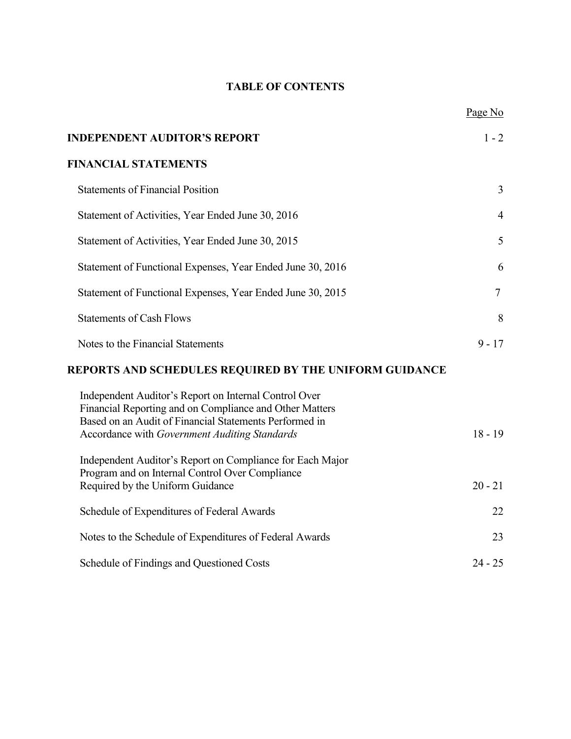# TABLE OF CONTENTS

| | Page No |
|---|---|
| **INDEPENDENT AUDITOR'S REPORT** | 1 - 2 |
| **FINANCIAL STATEMENTS** | |
| Statements of Financial Position | 3 |
| Statement of Activities, Year Ended June 30, 2016 | 4 |
| Statement of Activities, Year Ended June 30, 2015 | 5 |
| Statement of Functional Expenses, Year Ended June 30, 2016 | 6 |
| Statement of Functional Expenses, Year Ended June 30, 2015 | 7 |
| Statements of Cash Flows | 8 |
| Notes to the Financial Statements | 9 - 17 |
| **REPORTS AND SCHEDULES REQUIRED BY THE UNIFORM GUIDANCE** | |
| Independent Auditor's Report on Internal Control Over Financial Reporting and on Compliance and Other Matters Based on an Audit of Financial Statements Performed in Accordance with *Government Auditing Standards* | 18 - 19 |
| Independent Auditor's Report on Compliance for Each Major Program and on Internal Control Over Compliance Required by the Uniform Guidance | 20 - 21 |
| Schedule of Expenditures of Federal Awards | 22 |
| Notes to the Schedule of Expenditures of Federal Awards | 23 |
| Schedule of Findings and Questioned Costs | 24 - 25 |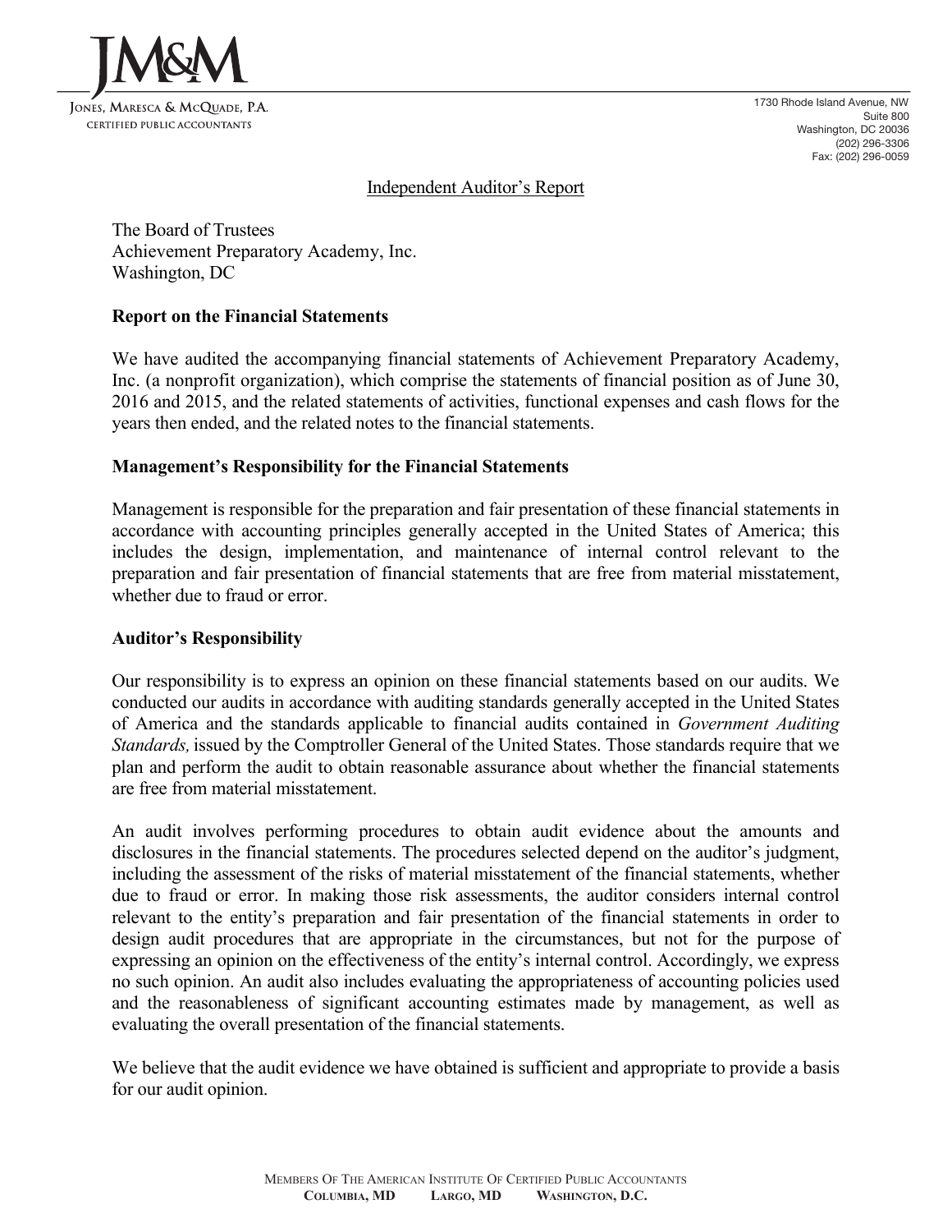Independent Auditor's Report

The Board of Trustees
Achievement Preparatory Academy, Inc.
Washington, DC

**Report on the Financial Statements**

We have audited the accompanying financial statements of Achievement Preparatory Academy, Inc. (a nonprofit organization), which comprise the statements of financial position as of June 30, 2016 and 2015, and the related statements of activities, functional expenses and cash flows for the years then ended, and the related notes to the financial statements.

**Management's Responsibility for the Financial Statements**

Management is responsible for the preparation and fair presentation of these financial statements in accordance with accounting principles generally accepted in the United States of America; this includes the design, implementation, and maintenance of internal control relevant to the preparation and fair presentation of financial statements that are free from material misstatement, whether due to fraud or error.

**Auditor's Responsibility**

Our responsibility is to express an opinion on these financial statements based on our audits. We conducted our audits in accordance with auditing standards generally accepted in the United States of America and the standards applicable to financial audits contained in *Government Auditing Standards,* issued by the Comptroller General of the United States. Those standards require that we plan and perform the audit to obtain reasonable assurance about whether the financial statements are free from material misstatement.

An audit involves performing procedures to obtain audit evidence about the amounts and disclosures in the financial statements. The procedures selected depend on the auditor's judgment, including the assessment of the risks of material misstatement of the financial statements, whether due to fraud or error. In making those risk assessments, the auditor considers internal control relevant to the entity's preparation and fair presentation of the financial statements in order to design audit procedures that are appropriate in the circumstances, but not for the purpose of expressing an opinion on the effectiveness of the entity's internal control. Accordingly, we express no such opinion. An audit also includes evaluating the appropriateness of accounting policies used and the reasonableness of significant accounting estimates made by management, as well as evaluating the overall presentation of the financial statements.

We believe that the audit evidence we have obtained is sufficient and appropriate to provide a basis for our audit opinion.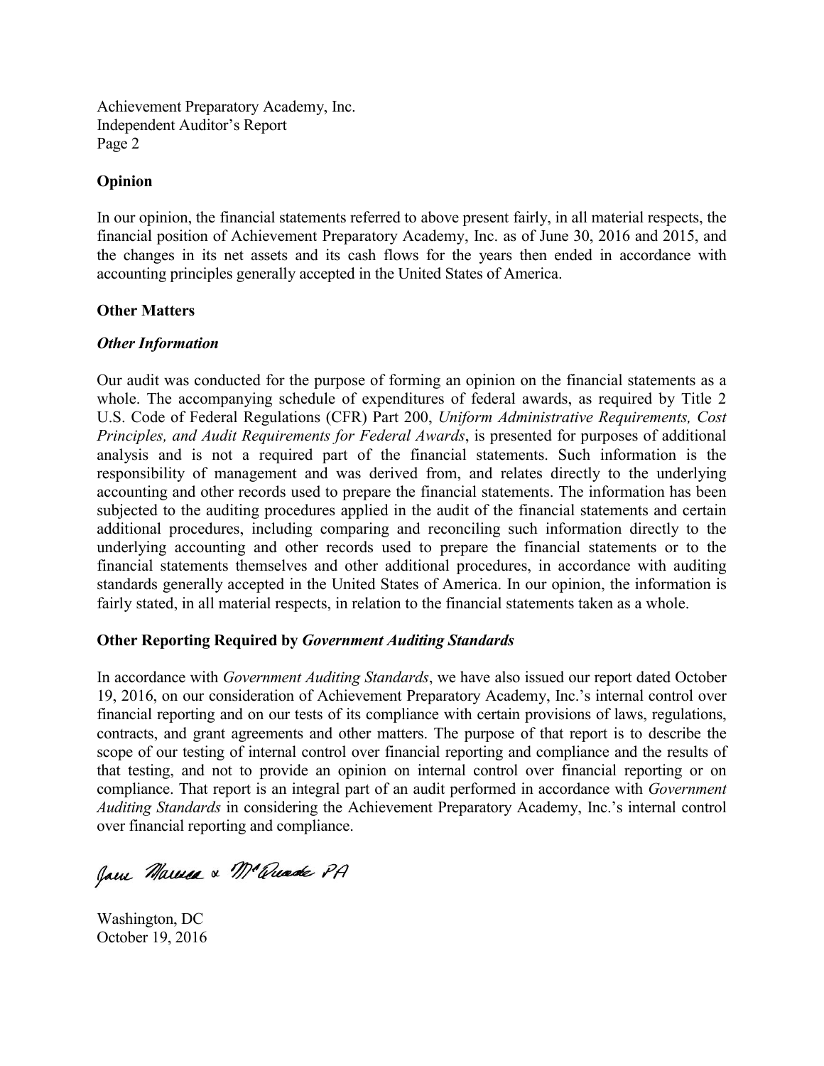Achievement Preparatory Academy, Inc.
Independent Auditor's Report
Page 2

**Opinion**

In our opinion, the financial statements referred to above present fairly, in all material respects, the financial position of Achievement Preparatory Academy, Inc. as of June 30, 2016 and 2015, and the changes in its net assets and its cash flows for the years then ended in accordance with accounting principles generally accepted in the United States of America.

**Other Matters**

***Other Information***

Our audit was conducted for the purpose of forming an opinion on the financial statements as a whole. The accompanying schedule of expenditures of federal awards, as required by Title 2 U.S. Code of Federal Regulations (CFR) Part 200, *Uniform Administrative Requirements, Cost Principles, and Audit Requirements for Federal Awards*, is presented for purposes of additional analysis and is not a required part of the financial statements. Such information is the responsibility of management and was derived from, and relates directly to the underlying accounting and other records used to prepare the financial statements. The information has been subjected to the auditing procedures applied in the audit of the financial statements and certain additional procedures, including comparing and reconciling such information directly to the underlying accounting and other records used to prepare the financial statements or to the financial statements themselves and other additional procedures, in accordance with auditing standards generally accepted in the United States of America. In our opinion, the information is fairly stated, in all material respects, in relation to the financial statements taken as a whole.

**Other Reporting Required by *Government Auditing Standards***

In accordance with *Government Auditing Standards*, we have also issued our report dated October 19, 2016, on our consideration of Achievement Preparatory Academy, Inc.'s internal control over financial reporting and on our tests of its compliance with certain provisions of laws, regulations, contracts, and grant agreements and other matters. The purpose of that report is to describe the scope of our testing of internal control over financial reporting and compliance and the results of that testing, and not to provide an opinion on internal control over financial reporting or on compliance. That report is an integral part of an audit performed in accordance with *Government Auditing Standards* in considering the Achievement Preparatory Academy, Inc.'s internal control over financial reporting and compliance.

Jane Marma & McQuade PA

Washington, DC
October 19, 2016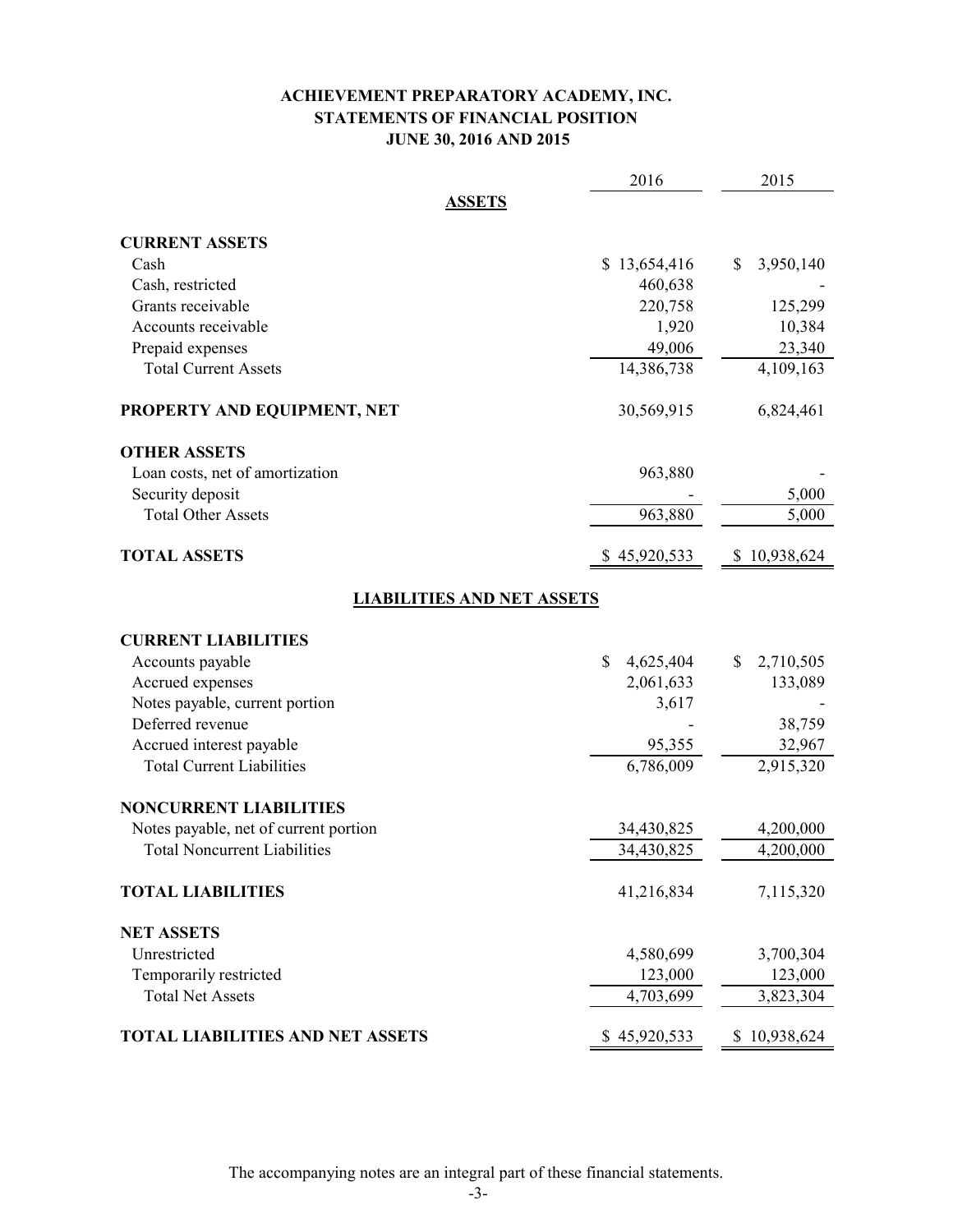# ACHIEVEMENT PREPARATORY ACADEMY, INC.
## STATEMENTS OF FINANCIAL POSITION
### JUNE 30, 2016 AND 2015

| | 2016 | 2015 |
|---|---|---|
| **ASSETS** | | |
| **CURRENT ASSETS** | | |
| Cash | $ 13,654,416 | $ 3,950,140 |
| Cash, restricted | 460,638 | - |
| Grants receivable | 220,758 | 125,299 |
| Accounts receivable | 1,920 | 10,384 |
| Prepaid expenses | 49,006 | 23,340 |
| Total Current Assets | 14,386,738 | 4,109,163 |
| **PROPERTY AND EQUIPMENT, NET** | 30,569,915 | 6,824,461 |
| **OTHER ASSETS** | | |
| Loan costs, net of amortization | 963,880 | - |
| Security deposit | - | 5,000 |
| Total Other Assets | 963,880 | 5,000 |
| **TOTAL ASSETS** | $ 45,920,533 | $ 10,938,624 |
| **LIABILITIES AND NET ASSETS** | | |
| **CURRENT LIABILITIES** | | |
| Accounts payable | $ 4,625,404 | $ 2,710,505 |
| Accrued expenses | 2,061,633 | 133,089 |
| Notes payable, current portion | 3,617 | - |
| Deferred revenue | - | 38,759 |
| Accrued interest payable | 95,355 | 32,967 |
| Total Current Liabilities | 6,786,009 | 2,915,320 |
| **NONCURRENT LIABILITIES** | | |
| Notes payable, net of current portion | 34,430,825 | 4,200,000 |
| Total Noncurrent Liabilities | 34,430,825 | 4,200,000 |
| **TOTAL LIABILITIES** | 41,216,834 | 7,115,320 |
| **NET ASSETS** | | |
| Unrestricted | 4,580,699 | 3,700,304 |
| Temporarily restricted | 123,000 | 123,000 |
| Total Net Assets | 4,703,699 | 3,823,304 |
| **TOTAL LIABILITIES AND NET ASSETS** | $ 45,920,533 | $ 10,938,624 |

The accompanying notes are an integral part of these financial statements.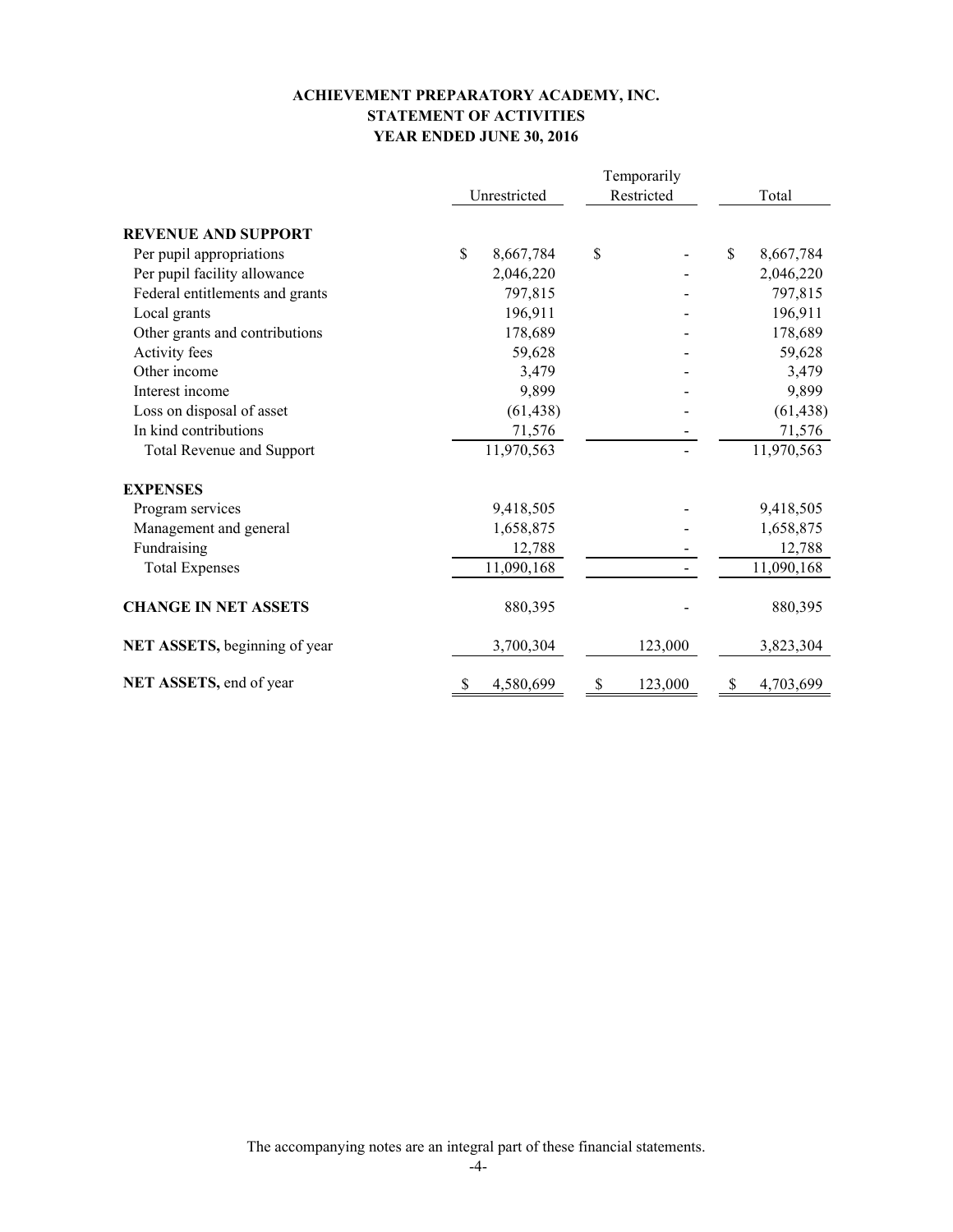# ACHIEVEMENT PREPARATORY ACADEMY, INC.
## STATEMENT OF ACTIVITIES
### YEAR ENDED JUNE 30, 2016

| | Unrestricted | Temporarily Restricted | Total |
|---|---|---|---|
| **REVENUE AND SUPPORT** | | | |
| Per pupil appropriations | $ 8,667,784 | $ - | $ 8,667,784 |
| Per pupil facility allowance | 2,046,220 | - | 2,046,220 |
| Federal entitlements and grants | 797,815 | - | 797,815 |
| Local grants | 196,911 | - | 196,911 |
| Other grants and contributions | 178,689 | - | 178,689 |
| Activity fees | 59,628 | - | 59,628 |
| Other income | 3,479 | - | 3,479 |
| Interest income | 9,899 | - | 9,899 |
| Loss on disposal of asset | (61,438) | - | (61,438) |
| In kind contributions | 71,576 | - | 71,576 |
| Total Revenue and Support | 11,970,563 | - | 11,970,563 |
| **EXPENSES** | | | |
| Program services | 9,418,505 | - | 9,418,505 |
| Management and general | 1,658,875 | - | 1,658,875 |
| Fundraising | 12,788 | - | 12,788 |
| Total Expenses | 11,090,168 | - | 11,090,168 |
| **CHANGE IN NET ASSETS** | 880,395 | - | 880,395 |
| **NET ASSETS,** beginning of year | 3,700,304 | 123,000 | 3,823,304 |
| **NET ASSETS,** end of year | $ 4,580,699 | $ 123,000 | $ 4,703,699 |

The accompanying notes are an integral part of these financial statements.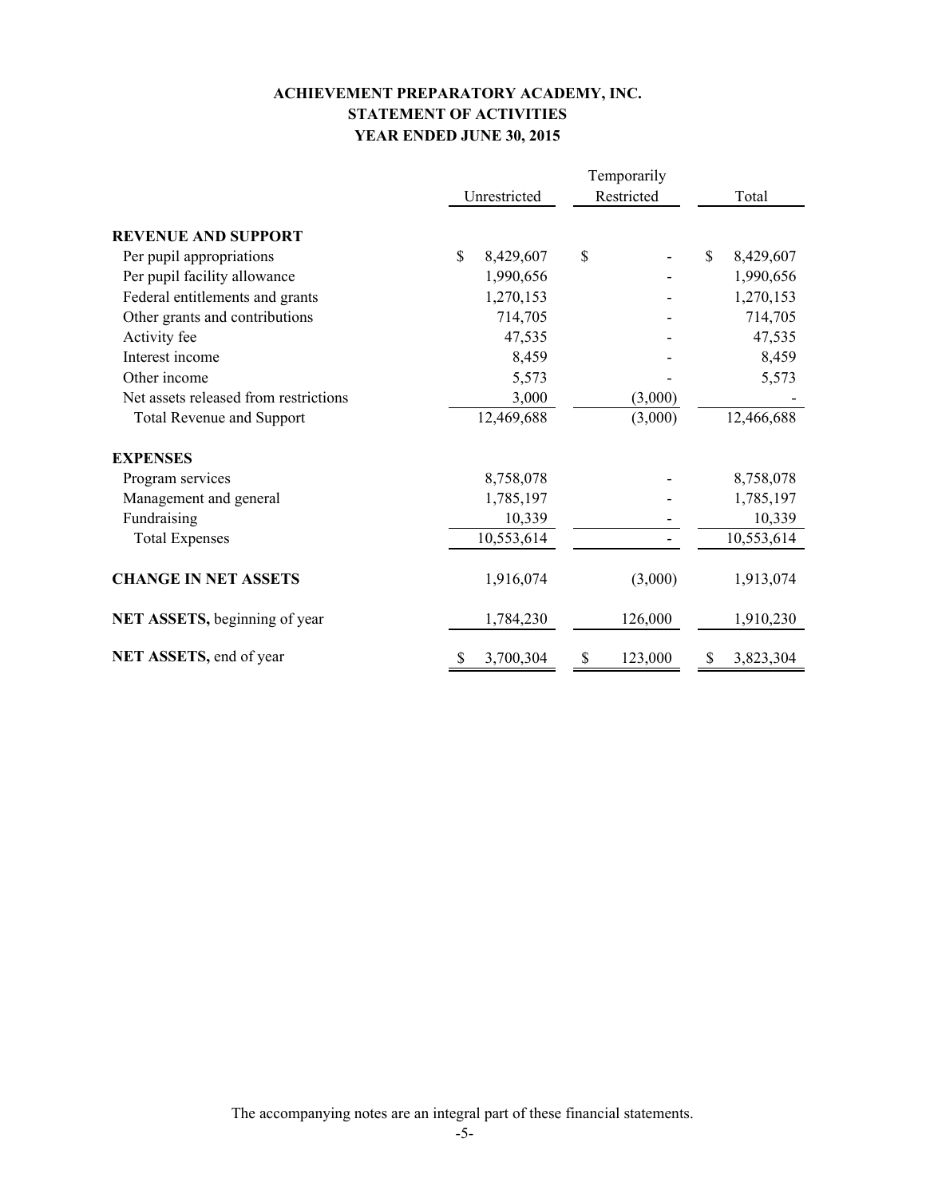**ACHIEVEMENT PREPARATORY ACADEMY, INC.**
**STATEMENT OF ACTIVITIES**
**YEAR ENDED JUNE 30, 2015**

| | Unrestricted | Temporarily Restricted | Total |
|---|---|---|---|
| **REVENUE AND SUPPORT** | | | |
| Per pupil appropriations | $ 8,429,607 | $ - | $ 8,429,607 |
| Per pupil facility allowance | 1,990,656 | - | 1,990,656 |
| Federal entitlements and grants | 1,270,153 | - | 1,270,153 |
| Other grants and contributions | 714,705 | - | 714,705 |
| Activity fee | 47,535 | - | 47,535 |
| Interest income | 8,459 | - | 8,459 |
| Other income | 5,573 | - | 5,573 |
| Net assets released from restrictions | 3,000 | (3,000) | - |
| Total Revenue and Support | 12,469,688 | (3,000) | 12,466,688 |
| **EXPENSES** | | | |
| Program services | 8,758,078 | - | 8,758,078 |
| Management and general | 1,785,197 | - | 1,785,197 |
| Fundraising | 10,339 | - | 10,339 |
| Total Expenses | 10,553,614 | - | 10,553,614 |
| **CHANGE IN NET ASSETS** | 1,916,074 | (3,000) | 1,913,074 |
| **NET ASSETS,** beginning of year | 1,784,230 | 126,000 | 1,910,230 |
| **NET ASSETS,** end of year | $ 3,700,304 | $ 123,000 | $ 3,823,304 |

The accompanying notes are an integral part of these financial statements.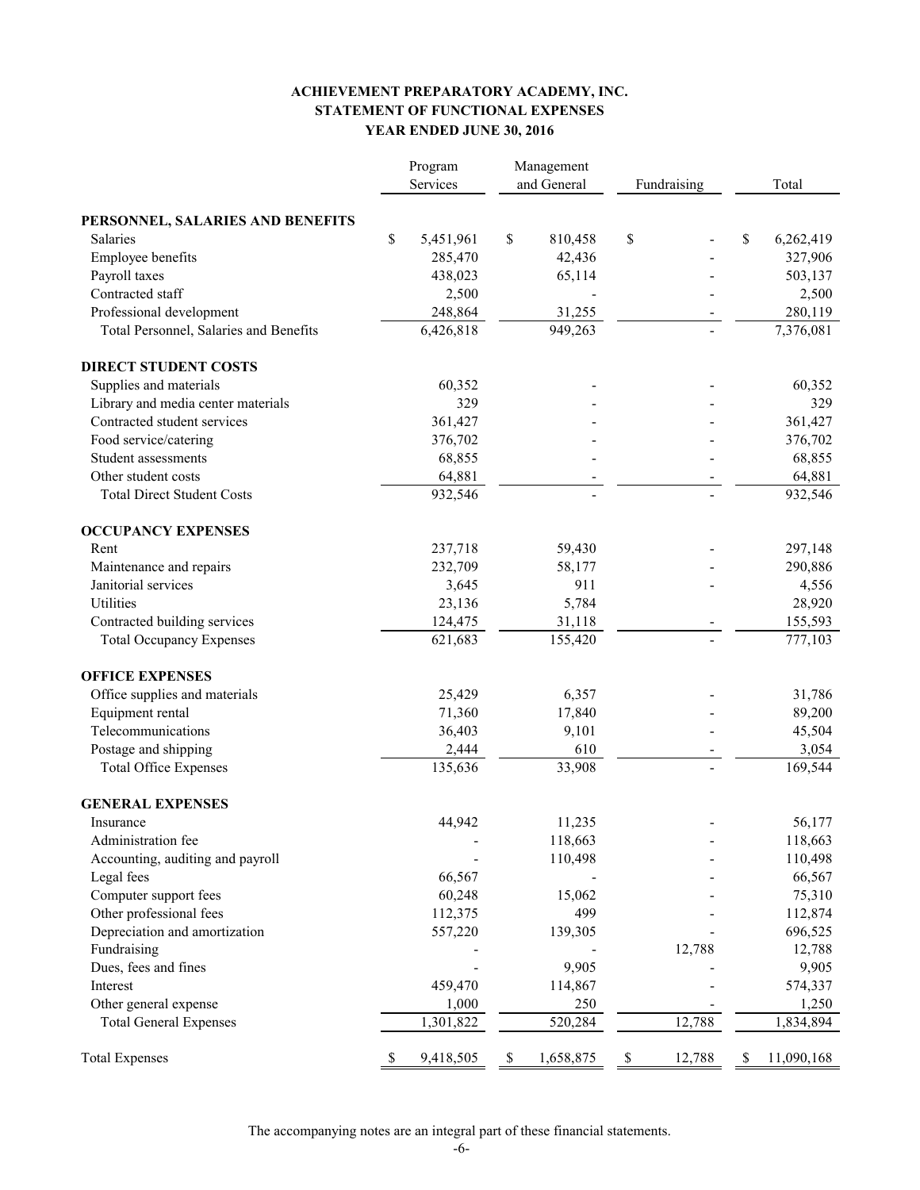# ACHIEVEMENT PREPARATORY ACADEMY, INC.
## STATEMENT OF FUNCTIONAL EXPENSES
### YEAR ENDED JUNE 30, 2016

| | Program Services | Management and General | Fundraising | Total |
|---|---|---|---|---|
| **PERSONNEL, SALARIES AND BENEFITS** | | | | |
| Salaries | $ 5,451,961 | $ 810,458 | $ - | $ 6,262,419 |
| Employee benefits | 285,470 | 42,436 | - | 327,906 |
| Payroll taxes | 438,023 | 65,114 | - | 503,137 |
| Contracted staff | 2,500 | - | - | 2,500 |
| Professional development | 248,864 | 31,255 | - | 280,119 |
| Total Personnel, Salaries and Benefits | 6,426,818 | 949,263 | - | 7,376,081 |
| **DIRECT STUDENT COSTS** | | | | |
| Supplies and materials | 60,352 | - | - | 60,352 |
| Library and media center materials | 329 | - | - | 329 |
| Contracted student services | 361,427 | - | - | 361,427 |
| Food service/catering | 376,702 | - | - | 376,702 |
| Student assessments | 68,855 | - | - | 68,855 |
| Other student costs | 64,881 | - | - | 64,881 |
| Total Direct Student Costs | 932,546 | - | - | 932,546 |
| **OCCUPANCY EXPENSES** | | | | |
| Rent | 237,718 | 59,430 | - | 297,148 |
| Maintenance and repairs | 232,709 | 58,177 | - | 290,886 |
| Janitorial services | 3,645 | 911 | - | 4,556 |
| Utilities | 23,136 | 5,784 | | 28,920 |
| Contracted building services | 124,475 | 31,118 | - | 155,593 |
| Total Occupancy Expenses | 621,683 | 155,420 | - | 777,103 |
| **OFFICE EXPENSES** | | | | |
| Office supplies and materials | 25,429 | 6,357 | - | 31,786 |
| Equipment rental | 71,360 | 17,840 | - | 89,200 |
| Telecommunications | 36,403 | 9,101 | - | 45,504 |
| Postage and shipping | 2,444 | 610 | - | 3,054 |
| Total Office Expenses | 135,636 | 33,908 | - | 169,544 |
| **GENERAL EXPENSES** | | | | |
| Insurance | 44,942 | 11,235 | - | 56,177 |
| Administration fee | - | 118,663 | - | 118,663 |
| Accounting, auditing and payroll | - | 110,498 | - | 110,498 |
| Legal fees | 66,567 | - | - | 66,567 |
| Computer support fees | 60,248 | 15,062 | - | 75,310 |
| Other professional fees | 112,375 | 499 | - | 112,874 |
| Depreciation and amortization | 557,220 | 139,305 | - | 696,525 |
| Fundraising | - | - | 12,788 | 12,788 |
| Dues, fees and fines | - | 9,905 | - | 9,905 |
| Interest | 459,470 | 114,867 | - | 574,337 |
| Other general expense | 1,000 | 250 | - | 1,250 |
| Total General Expenses | 1,301,822 | 520,284 | 12,788 | 1,834,894 |
| Total Expenses | $ 9,418,505 | $ 1,658,875 | $ 12,788 | $ 11,090,168 |

The accompanying notes are an integral part of these financial statements.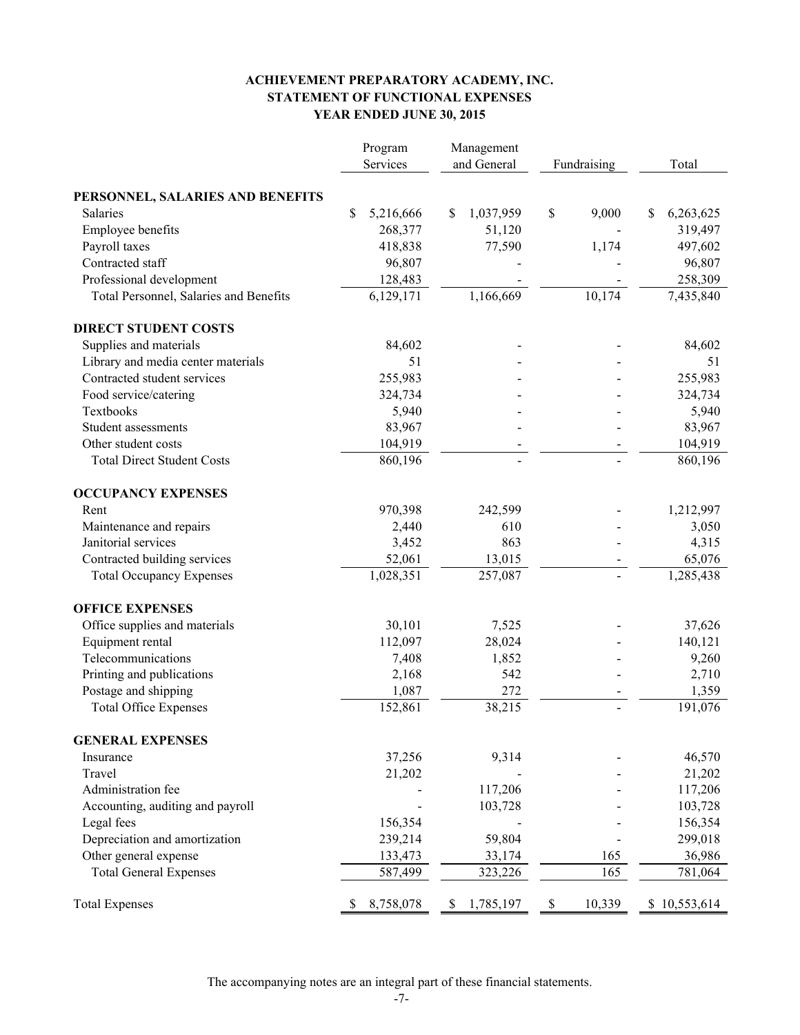**ACHIEVEMENT PREPARATORY ACADEMY, INC.**
**STATEMENT OF FUNCTIONAL EXPENSES**
**YEAR ENDED JUNE 30, 2015**

| | Program Services | Management and General | Fundraising | Total |
|---|---|---|---|---|
| **PERSONNEL, SALARIES AND BENEFITS** | | | | |
| Salaries | $ 5,216,666 | $ 1,037,959 | $ 9,000 | $ 6,263,625 |
| Employee benefits | 268,377 | 51,120 | - | 319,497 |
| Payroll taxes | 418,838 | 77,590 | 1,174 | 497,602 |
| Contracted staff | 96,807 | - | - | 96,807 |
| Professional development | 128,483 | - | - | 258,309 |
| Total Personnel, Salaries and Benefits | 6,129,171 | 1,166,669 | 10,174 | 7,435,840 |
| **DIRECT STUDENT COSTS** | | | | |
| Supplies and materials | 84,602 | - | - | 84,602 |
| Library and media center materials | 51 | - | - | 51 |
| Contracted student services | 255,983 | - | - | 255,983 |
| Food service/catering | 324,734 | - | - | 324,734 |
| Textbooks | 5,940 | - | - | 5,940 |
| Student assessments | 83,967 | - | - | 83,967 |
| Other student costs | 104,919 | - | - | 104,919 |
| Total Direct Student Costs | 860,196 | - | - | 860,196 |
| **OCCUPANCY EXPENSES** | | | | |
| Rent | 970,398 | 242,599 | - | 1,212,997 |
| Maintenance and repairs | 2,440 | 610 | - | 3,050 |
| Janitorial services | 3,452 | 863 | - | 4,315 |
| Contracted building services | 52,061 | 13,015 | - | 65,076 |
| Total Occupancy Expenses | 1,028,351 | 257,087 | - | 1,285,438 |
| **OFFICE EXPENSES** | | | | |
| Office supplies and materials | 30,101 | 7,525 | - | 37,626 |
| Equipment rental | 112,097 | 28,024 | - | 140,121 |
| Telecommunications | 7,408 | 1,852 | - | 9,260 |
| Printing and publications | 2,168 | 542 | - | 2,710 |
| Postage and shipping | 1,087 | 272 | - | 1,359 |
| Total Office Expenses | 152,861 | 38,215 | - | 191,076 |
| **GENERAL EXPENSES** | | | | |
| Insurance | 37,256 | 9,314 | - | 46,570 |
| Travel | 21,202 | - | - | 21,202 |
| Administration fee | - | 117,206 | - | 117,206 |
| Accounting, auditing and payroll | - | 103,728 | - | 103,728 |
| Legal fees | 156,354 | - | - | 156,354 |
| Depreciation and amortization | 239,214 | 59,804 | - | 299,018 |
| Other general expense | 133,473 | 33,174 | 165 | 36,986 |
| Total General Expenses | 587,499 | 323,226 | 165 | 781,064 |
| Total Expenses | $ 8,758,078 | $ 1,785,197 | $ 10,339 | $ 10,553,614 |

The accompanying notes are an integral part of these financial statements.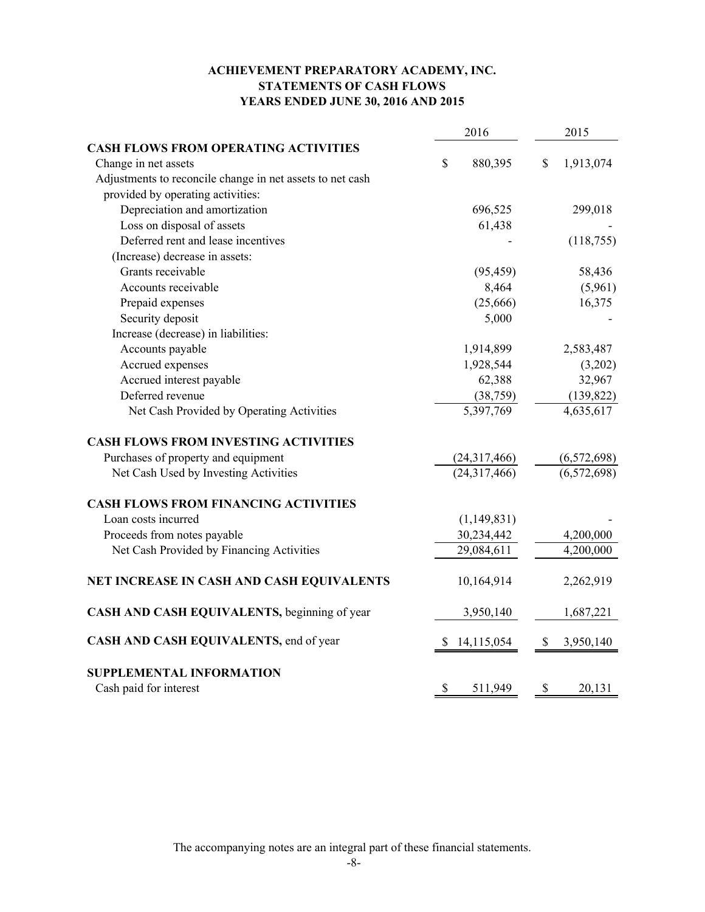# ACHIEVEMENT PREPARATORY ACADEMY, INC.
## STATEMENTS OF CASH FLOWS
### YEARS ENDED JUNE 30, 2016 AND 2015

| | 2016 | 2015 |
|---|---|---|
| **CASH FLOWS FROM OPERATING ACTIVITIES** | | |
| Change in net assets | $ 880,395 | $ 1,913,074 |
| Adjustments to reconcile change in net assets to net cash provided by operating activities: | | |
| Depreciation and amortization | 696,525 | 299,018 |
| Loss on disposal of assets | 61,438 | - |
| Deferred rent and lease incentives | - | (118,755) |
| (Increase) decrease in assets: | | |
| Grants receivable | (95,459) | 58,436 |
| Accounts receivable | 8,464 | (5,961) |
| Prepaid expenses | (25,666) | 16,375 |
| Security deposit | 5,000 | - |
| Increase (decrease) in liabilities: | | |
| Accounts payable | 1,914,899 | 2,583,487 |
| Accrued expenses | 1,928,544 | (3,202) |
| Accrued interest payable | 62,388 | 32,967 |
| Deferred revenue | (38,759) | (139,822) |
| Net Cash Provided by Operating Activities | 5,397,769 | 4,635,617 |
| **CASH FLOWS FROM INVESTING ACTIVITIES** | | |
| Purchases of property and equipment | (24,317,466) | (6,572,698) |
| Net Cash Used by Investing Activities | (24,317,466) | (6,572,698) |
| **CASH FLOWS FROM FINANCING ACTIVITIES** | | |
| Loan costs incurred | (1,149,831) | - |
| Proceeds from notes payable | 30,234,442 | 4,200,000 |
| Net Cash Provided by Financing Activities | 29,084,611 | 4,200,000 |
| **NET INCREASE IN CASH AND CASH EQUIVALENTS** | 10,164,914 | 2,262,919 |
| **CASH AND CASH EQUIVALENTS,** beginning of year | 3,950,140 | 1,687,221 |
| **CASH AND CASH EQUIVALENTS,** end of year | $ 14,115,054 | $ 3,950,140 |
| **SUPPLEMENTAL INFORMATION** | | |
| Cash paid for interest | $ 511,949 | $ 20,131 |

The accompanying notes are an integral part of these financial statements.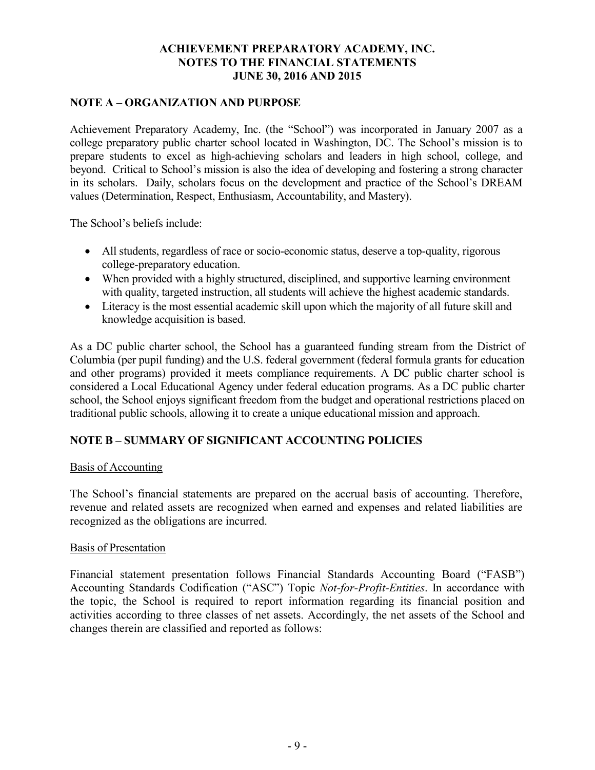**ACHIEVEMENT PREPARATORY ACADEMY, INC.**
**NOTES TO THE FINANCIAL STATEMENTS**
**JUNE 30, 2016 AND 2015**

## NOTE A – ORGANIZATION AND PURPOSE

Achievement Preparatory Academy, Inc. (the "School") was incorporated in January 2007 as a college preparatory public charter school located in Washington, DC. The School's mission is to prepare students to excel as high-achieving scholars and leaders in high school, college, and beyond. Critical to School's mission is also the idea of developing and fostering a strong character in its scholars. Daily, scholars focus on the development and practice of the School's DREAM values (Determination, Respect, Enthusiasm, Accountability, and Mastery).

The School's beliefs include:

- All students, regardless of race or socio-economic status, deserve a top-quality, rigorous college-preparatory education.
- When provided with a highly structured, disciplined, and supportive learning environment with quality, targeted instruction, all students will achieve the highest academic standards.
- Literacy is the most essential academic skill upon which the majority of all future skill and knowledge acquisition is based.

As a DC public charter school, the School has a guaranteed funding stream from the District of Columbia (per pupil funding) and the U.S. federal government (federal formula grants for education and other programs) provided it meets compliance requirements. A DC public charter school is considered a Local Educational Agency under federal education programs. As a DC public charter school, the School enjoys significant freedom from the budget and operational restrictions placed on traditional public schools, allowing it to create a unique educational mission and approach.

## NOTE B – SUMMARY OF SIGNIFICANT ACCOUNTING POLICIES

Basis of Accounting

The School's financial statements are prepared on the accrual basis of accounting. Therefore, revenue and related assets are recognized when earned and expenses and related liabilities are recognized as the obligations are incurred.

Basis of Presentation

Financial statement presentation follows Financial Standards Accounting Board ("FASB") Accounting Standards Codification ("ASC") Topic *Not-for-Profit-Entities*. In accordance with the topic, the School is required to report information regarding its financial position and activities according to three classes of net assets. Accordingly, the net assets of the School and changes therein are classified and reported as follows: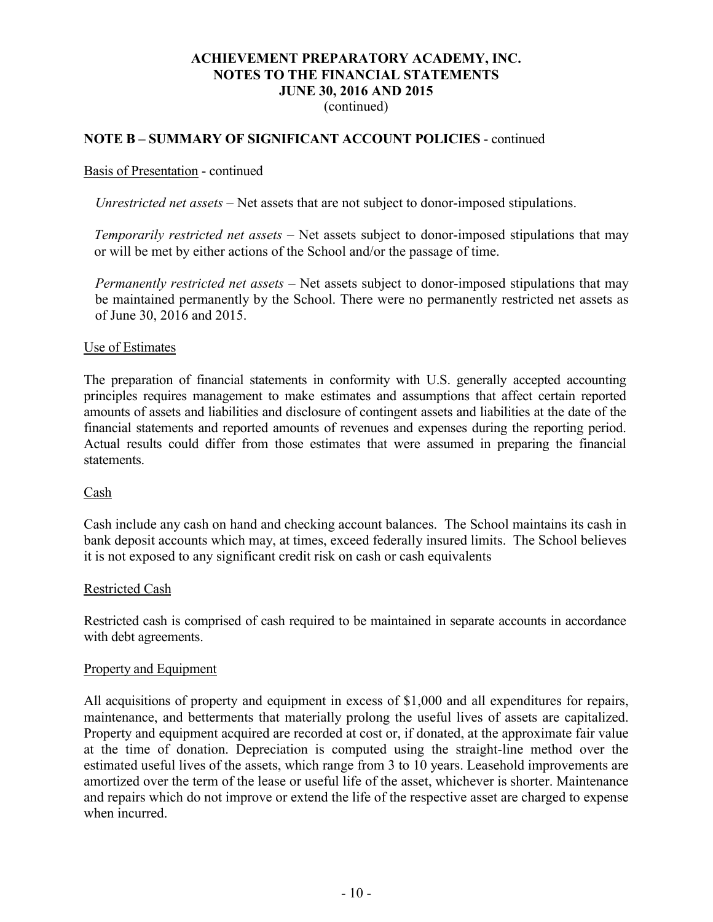**ACHIEVEMENT PREPARATORY ACADEMY, INC.**
**NOTES TO THE FINANCIAL STATEMENTS**
**JUNE 30, 2016 AND 2015**
(continued)

**NOTE B – SUMMARY OF SIGNIFICANT ACCOUNT POLICIES** - continued

Basis of Presentation - continued

*Unrestricted net assets* – Net assets that are not subject to donor-imposed stipulations.

*Temporarily restricted net assets* – Net assets subject to donor-imposed stipulations that may or will be met by either actions of the School and/or the passage of time.

*Permanently restricted net assets* – Net assets subject to donor-imposed stipulations that may be maintained permanently by the School. There were no permanently restricted net assets as of June 30, 2016 and 2015.

Use of Estimates

The preparation of financial statements in conformity with U.S. generally accepted accounting principles requires management to make estimates and assumptions that affect certain reported amounts of assets and liabilities and disclosure of contingent assets and liabilities at the date of the financial statements and reported amounts of revenues and expenses during the reporting period. Actual results could differ from those estimates that were assumed in preparing the financial statements.

Cash

Cash include any cash on hand and checking account balances. The School maintains its cash in bank deposit accounts which may, at times, exceed federally insured limits. The School believes it is not exposed to any significant credit risk on cash or cash equivalents

Restricted Cash

Restricted cash is comprised of cash required to be maintained in separate accounts in accordance with debt agreements.

Property and Equipment

All acquisitions of property and equipment in excess of $1,000 and all expenditures for repairs, maintenance, and betterments that materially prolong the useful lives of assets are capitalized. Property and equipment acquired are recorded at cost or, if donated, at the approximate fair value at the time of donation. Depreciation is computed using the straight-line method over the estimated useful lives of the assets, which range from 3 to 10 years. Leasehold improvements are amortized over the term of the lease or useful life of the asset, whichever is shorter. Maintenance and repairs which do not improve or extend the life of the respective asset are charged to expense when incurred.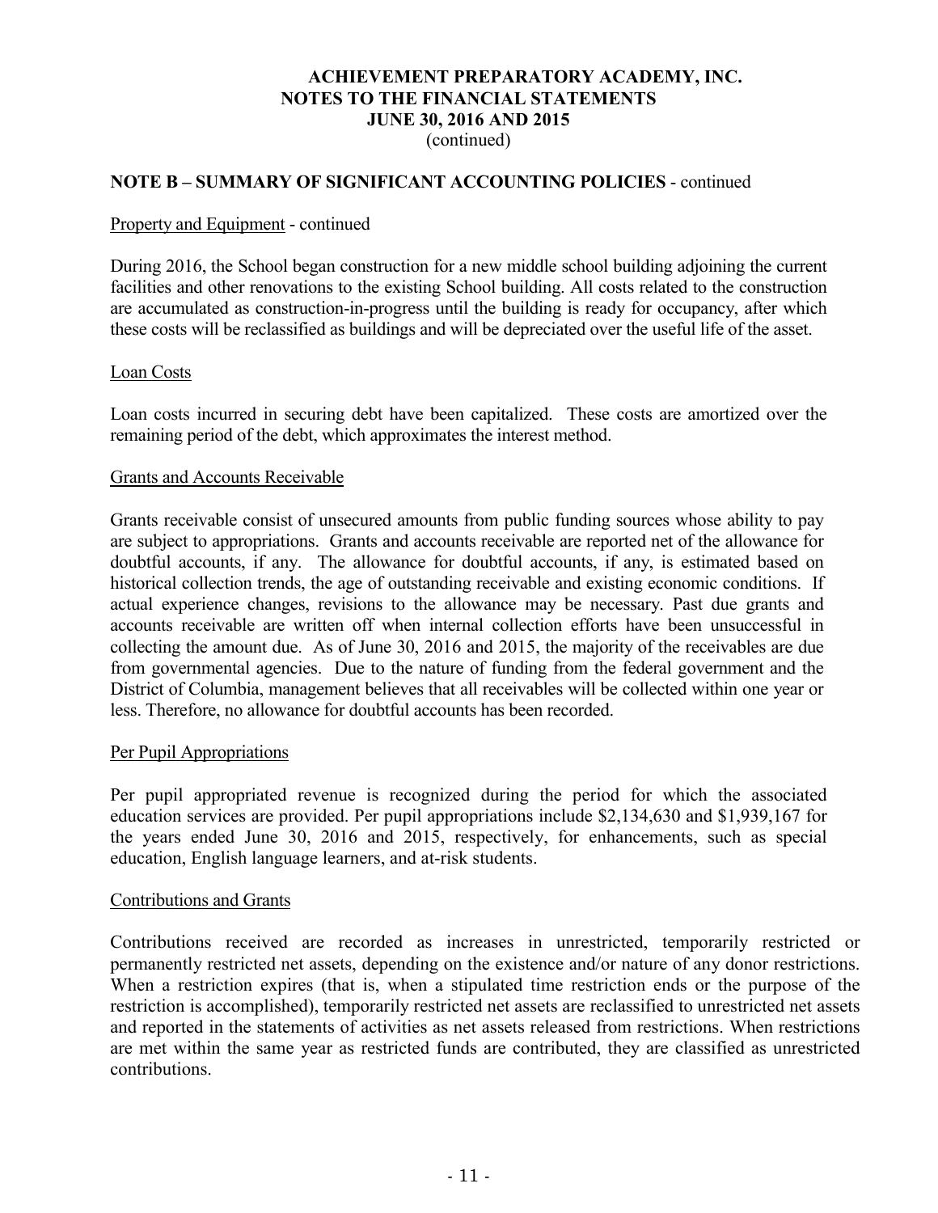**NOTE B – SUMMARY OF SIGNIFICANT ACCOUNTING POLICIES** - continued

Property and Equipment - continued

During 2016, the School began construction for a new middle school building adjoining the current facilities and other renovations to the existing School building. All costs related to the construction are accumulated as construction-in-progress until the building is ready for occupancy, after which these costs will be reclassified as buildings and will be depreciated over the useful life of the asset.

Loan Costs

Loan costs incurred in securing debt have been capitalized. These costs are amortized over the remaining period of the debt, which approximates the interest method.

Grants and Accounts Receivable

Grants receivable consist of unsecured amounts from public funding sources whose ability to pay are subject to appropriations. Grants and accounts receivable are reported net of the allowance for doubtful accounts, if any. The allowance for doubtful accounts, if any, is estimated based on historical collection trends, the age of outstanding receivable and existing economic conditions. If actual experience changes, revisions to the allowance may be necessary. Past due grants and accounts receivable are written off when internal collection efforts have been unsuccessful in collecting the amount due. As of June 30, 2016 and 2015, the majority of the receivables are due from governmental agencies. Due to the nature of funding from the federal government and the District of Columbia, management believes that all receivables will be collected within one year or less. Therefore, no allowance for doubtful accounts has been recorded.

Per Pupil Appropriations

Per pupil appropriated revenue is recognized during the period for which the associated education services are provided. Per pupil appropriations include $2,134,630 and $1,939,167 for the years ended June 30, 2016 and 2015, respectively, for enhancements, such as special education, English language learners, and at-risk students.

Contributions and Grants

Contributions received are recorded as increases in unrestricted, temporarily restricted or permanently restricted net assets, depending on the existence and/or nature of any donor restrictions. When a restriction expires (that is, when a stipulated time restriction ends or the purpose of the restriction is accomplished), temporarily restricted net assets are reclassified to unrestricted net assets and reported in the statements of activities as net assets released from restrictions. When restrictions are met within the same year as restricted funds are contributed, they are classified as unrestricted contributions.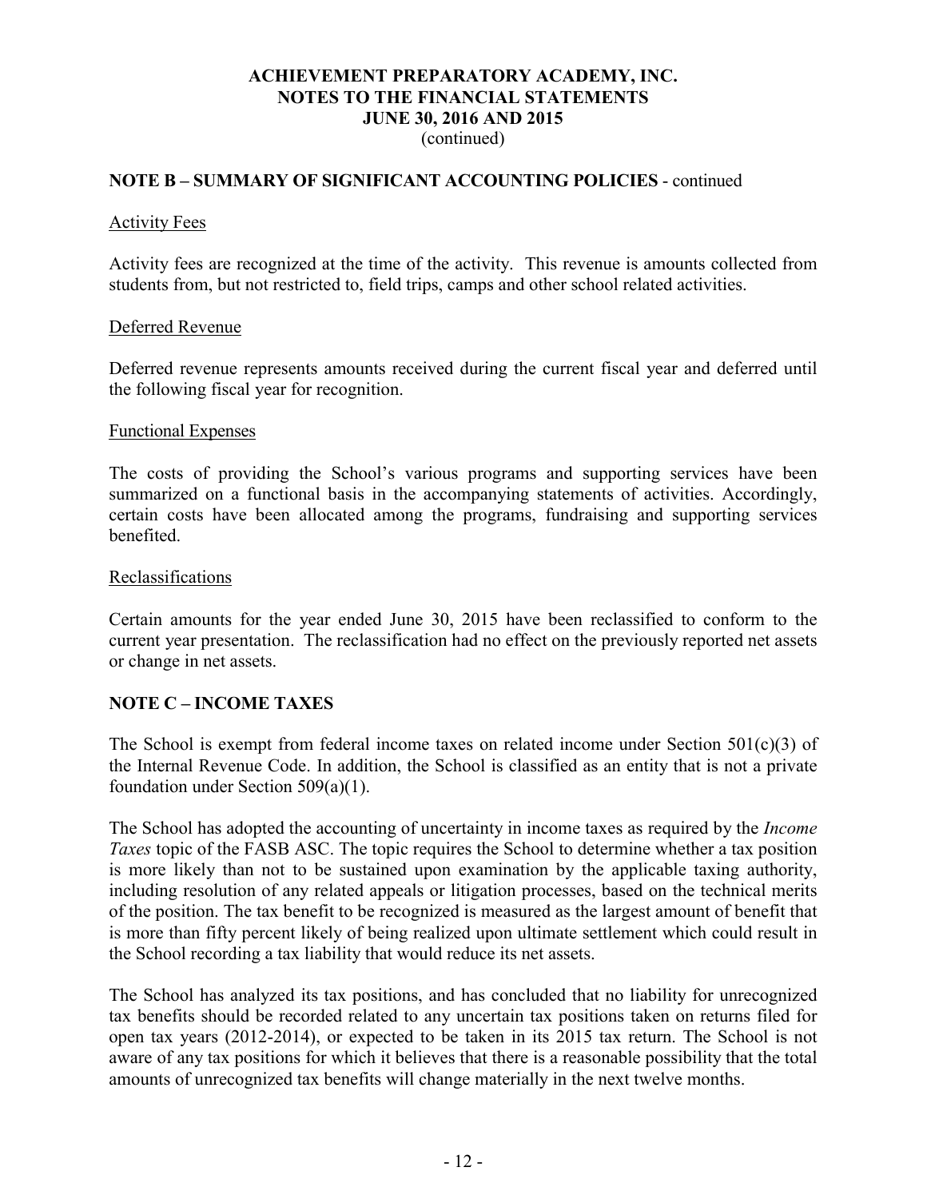# ACHIEVEMENT PREPARATORY ACADEMY, INC.
# NOTES TO THE FINANCIAL STATEMENTS
# JUNE 30, 2016 AND 2015
(continued)

## NOTE B – SUMMARY OF SIGNIFICANT ACCOUNTING POLICIES - continued

### Activity Fees

Activity fees are recognized at the time of the activity. This revenue is amounts collected from students from, but not restricted to, field trips, camps and other school related activities.

### Deferred Revenue

Deferred revenue represents amounts received during the current fiscal year and deferred until the following fiscal year for recognition.

### Functional Expenses

The costs of providing the School's various programs and supporting services have been summarized on a functional basis in the accompanying statements of activities. Accordingly, certain costs have been allocated among the programs, fundraising and supporting services benefited.

### Reclassifications

Certain amounts for the year ended June 30, 2015 have been reclassified to conform to the current year presentation. The reclassification had no effect on the previously reported net assets or change in net assets.

## NOTE C – INCOME TAXES

The School is exempt from federal income taxes on related income under Section 501(c)(3) of the Internal Revenue Code. In addition, the School is classified as an entity that is not a private foundation under Section 509(a)(1).

The School has adopted the accounting of uncertainty in income taxes as required by the *Income Taxes* topic of the FASB ASC. The topic requires the School to determine whether a tax position is more likely than not to be sustained upon examination by the applicable taxing authority, including resolution of any related appeals or litigation processes, based on the technical merits of the position. The tax benefit to be recognized is measured as the largest amount of benefit that is more than fifty percent likely of being realized upon ultimate settlement which could result in the School recording a tax liability that would reduce its net assets.

The School has analyzed its tax positions, and has concluded that no liability for unrecognized tax benefits should be recorded related to any uncertain tax positions taken on returns filed for open tax years (2012-2014), or expected to be taken in its 2015 tax return. The School is not aware of any tax positions for which it believes that there is a reasonable possibility that the total amounts of unrecognized tax benefits will change materially in the next twelve months.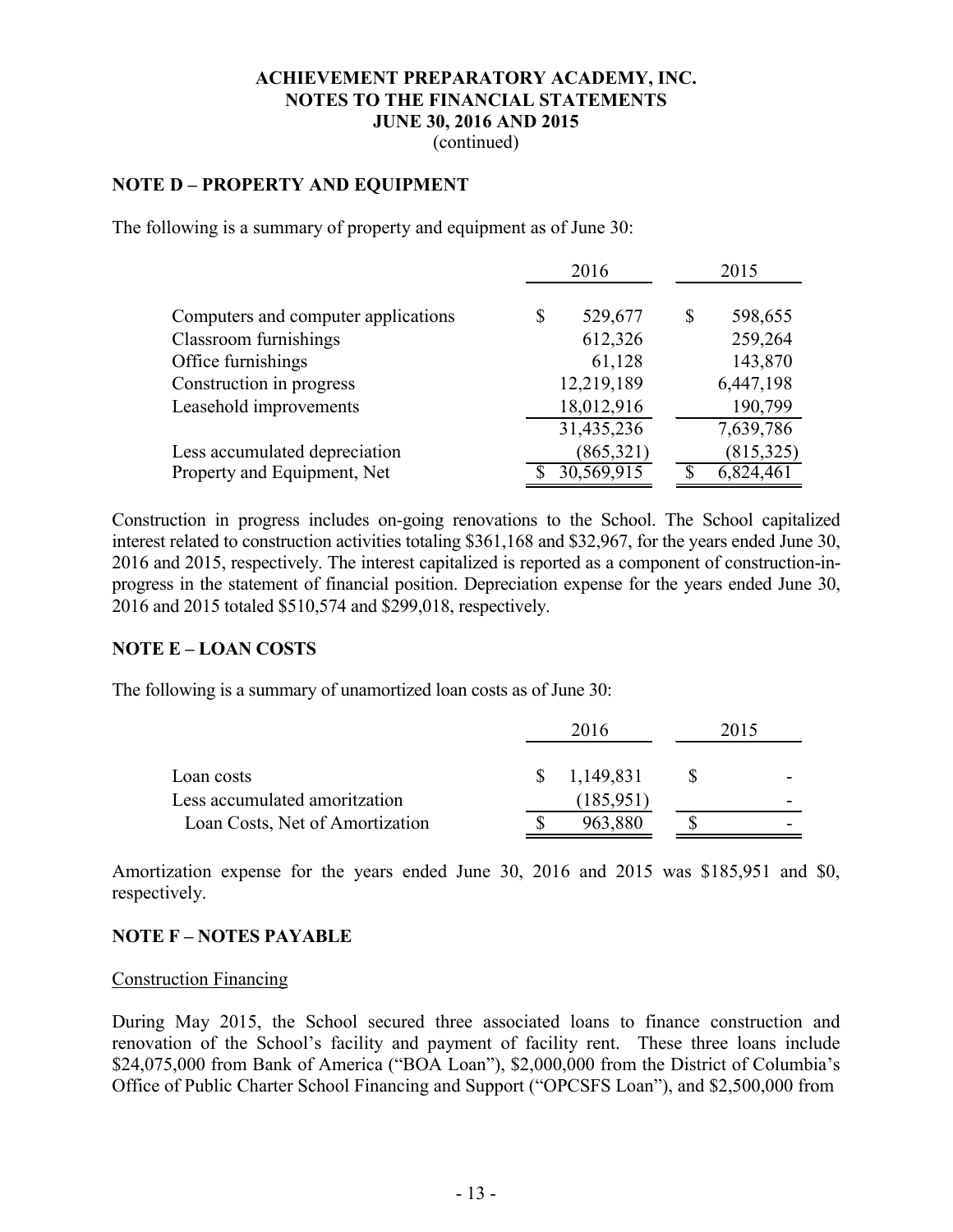**ACHIEVEMENT PREPARATORY ACADEMY, INC.**
**NOTES TO THE FINANCIAL STATEMENTS**
**JUNE 30, 2016 AND 2015**
(continued)

## NOTE D – PROPERTY AND EQUIPMENT

The following is a summary of property and equipment as of June 30:

| | 2016 | 2015 |
|---|---|---|
| Computers and computer applications | $ 529,677 | $ 598,655 |
| Classroom furnishings | 612,326 | 259,264 |
| Office furnishings | 61,128 | 143,870 |
| Construction in progress | 12,219,189 | 6,447,198 |
| Leasehold improvements | 18,012,916 | 190,799 |
| | 31,435,236 | 7,639,786 |
| Less accumulated depreciation | (865,321) | (815,325) |
| Property and Equipment, Net | $ 30,569,915 | $ 6,824,461 |

Construction in progress includes on-going renovations to the School. The School capitalized interest related to construction activities totaling $361,168 and $32,967, for the years ended June 30, 2016 and 2015, respectively. The interest capitalized is reported as a component of construction-in-progress in the statement of financial position. Depreciation expense for the years ended June 30, 2016 and 2015 totaled $510,574 and $299,018, respectively.

## NOTE E – LOAN COSTS

The following is a summary of unamortized loan costs as of June 30:

| | 2016 | 2015 |
|---|---|---|
| Loan costs | $ 1,149,831 | $ - |
| Less accumulated amortization | (185,951) | - |
| Loan Costs, Net of Amortization | $ 963,880 | $ - |

Amortization expense for the years ended June 30, 2016 and 2015 was $185,951 and $0, respectively.

## NOTE F – NOTES PAYABLE

Construction Financing

During May 2015, the School secured three associated loans to finance construction and renovation of the School's facility and payment of facility rent. These three loans include $24,075,000 from Bank of America ("BOA Loan"), $2,000,000 from the District of Columbia's Office of Public Charter School Financing and Support ("OPCSFS Loan"), and $2,500,000 from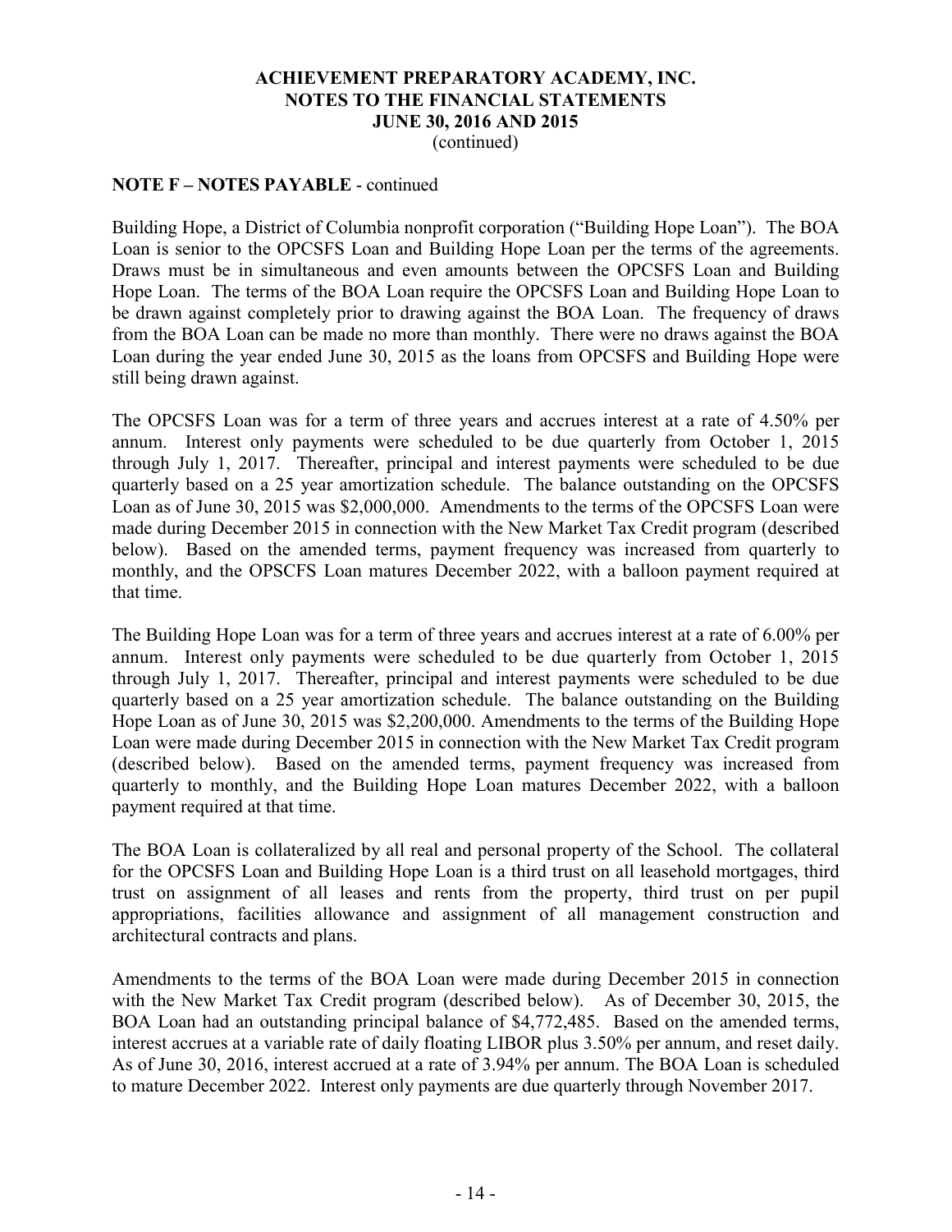## NOTE F – NOTES PAYABLE - continued

Building Hope, a District of Columbia nonprofit corporation ("Building Hope Loan"). The BOA Loan is senior to the OPCSFS Loan and Building Hope Loan per the terms of the agreements. Draws must be in simultaneous and even amounts between the OPCSFS Loan and Building Hope Loan. The terms of the BOA Loan require the OPCSFS Loan and Building Hope Loan to be drawn against completely prior to drawing against the BOA Loan. The frequency of draws from the BOA Loan can be made no more than monthly. There were no draws against the BOA Loan during the year ended June 30, 2015 as the loans from OPCSFS and Building Hope were still being drawn against.

The OPCSFS Loan was for a term of three years and accrues interest at a rate of 4.50% per annum. Interest only payments were scheduled to be due quarterly from October 1, 2015 through July 1, 2017. Thereafter, principal and interest payments were scheduled to be due quarterly based on a 25 year amortization schedule. The balance outstanding on the OPCSFS Loan as of June 30, 2015 was $2,000,000. Amendments to the terms of the OPCSFS Loan were made during December 2015 in connection with the New Market Tax Credit program (described below). Based on the amended terms, payment frequency was increased from quarterly to monthly, and the OPSCFS Loan matures December 2022, with a balloon payment required at that time.

The Building Hope Loan was for a term of three years and accrues interest at a rate of 6.00% per annum. Interest only payments were scheduled to be due quarterly from October 1, 2015 through July 1, 2017. Thereafter, principal and interest payments were scheduled to be due quarterly based on a 25 year amortization schedule. The balance outstanding on the Building Hope Loan as of June 30, 2015 was $2,200,000. Amendments to the terms of the Building Hope Loan were made during December 2015 in connection with the New Market Tax Credit program (described below). Based on the amended terms, payment frequency was increased from quarterly to monthly, and the Building Hope Loan matures December 2022, with a balloon payment required at that time.

The BOA Loan is collateralized by all real and personal property of the School. The collateral for the OPCSFS Loan and Building Hope Loan is a third trust on all leasehold mortgages, third trust on assignment of all leases and rents from the property, third trust on per pupil appropriations, facilities allowance and assignment of all management construction and architectural contracts and plans.

Amendments to the terms of the BOA Loan were made during December 2015 in connection with the New Market Tax Credit program (described below). As of December 30, 2015, the BOA Loan had an outstanding principal balance of $4,772,485. Based on the amended terms, interest accrues at a variable rate of daily floating LIBOR plus 3.50% per annum, and reset daily. As of June 30, 2016, interest accrued at a rate of 3.94% per annum. The BOA Loan is scheduled to mature December 2022. Interest only payments are due quarterly through November 2017.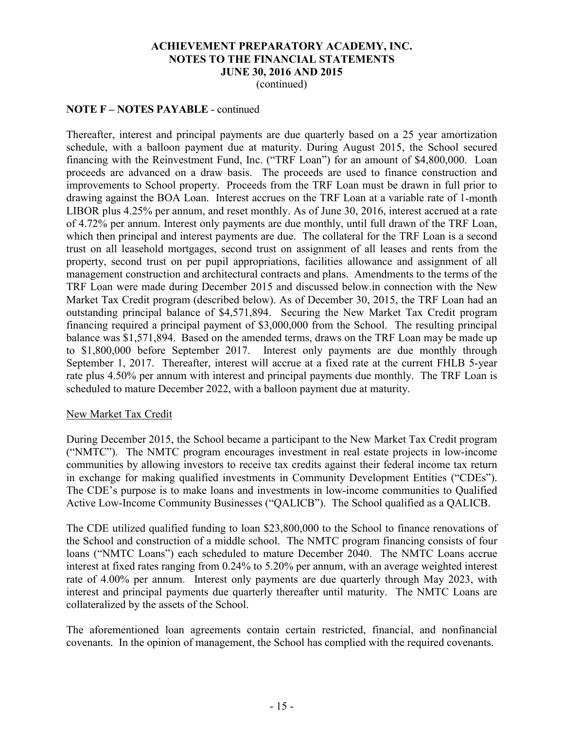**NOTE F – NOTES PAYABLE** - continued

Thereafter, interest and principal payments are due quarterly based on a 25 year amortization schedule, with a balloon payment due at maturity. During August 2015, the School secured financing with the Reinvestment Fund, Inc. ("TRF Loan") for an amount of $4,800,000. Loan proceeds are advanced on a draw basis. The proceeds are used to finance construction and improvements to School property. Proceeds from the TRF Loan must be drawn in full prior to drawing against the BOA Loan. Interest accrues on the TRF Loan at a variable rate of 1-month LIBOR plus 4.25% per annum, and reset monthly. As of June 30, 2016, interest accrued at a rate of 4.72% per annum. Interest only payments are due monthly, until full drawn of the TRF Loan, which then principal and interest payments are due. The collateral for the TRF Loan is a second trust on all leasehold mortgages, second trust on assignment of all leases and rents from the property, second trust on per pupil appropriations, facilities allowance and assignment of all management construction and architectural contracts and plans. Amendments to the terms of the TRF Loan were made during December 2015 and discussed below.in connection with the New Market Tax Credit program (described below). As of December 30, 2015, the TRF Loan had an outstanding principal balance of $4,571,894. Securing the New Market Tax Credit program financing required a principal payment of $3,000,000 from the School. The resulting principal balance was $1,571,894. Based on the amended terms, draws on the TRF Loan may be made up to $1,800,000 before September 2017. Interest only payments are due monthly through September 1, 2017. Thereafter, interest will accrue at a fixed rate at the current FHLB 5-year rate plus 4.50% per annum with interest and principal payments due monthly. The TRF Loan is scheduled to mature December 2022, with a balloon payment due at maturity.

New Market Tax Credit

During December 2015, the School became a participant to the New Market Tax Credit program ("NMTC"). The NMTC program encourages investment in real estate projects in low-income communities by allowing investors to receive tax credits against their federal income tax return in exchange for making qualified investments in Community Development Entities ("CDEs"). The CDE's purpose is to make loans and investments in low-income communities to Qualified Active Low-Income Community Businesses ("QALICB"). The School qualified as a QALICB.

The CDE utilized qualified funding to loan $23,800,000 to the School to finance renovations of the School and construction of a middle school. The NMTC program financing consists of four loans ("NMTC Loans") each scheduled to mature December 2040. The NMTC Loans accrue interest at fixed rates ranging from 0.24% to 5.20% per annum, with an average weighted interest rate of 4.00% per annum. Interest only payments are due quarterly through May 2023, with interest and principal payments due quarterly thereafter until maturity. The NMTC Loans are collateralized by the assets of the School.

The aforementioned loan agreements contain certain restricted, financial, and nonfinancial covenants. In the opinion of management, the School has complied with the required covenants.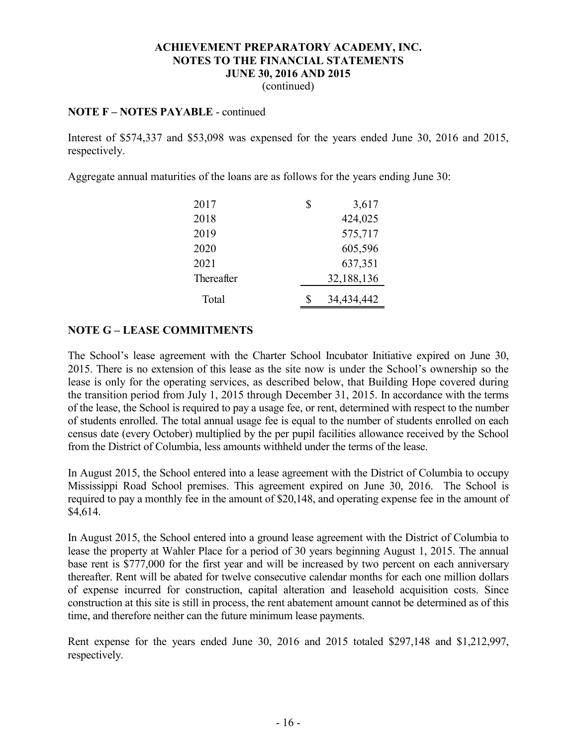**ACHIEVEMENT PREPARATORY ACADEMY, INC.**
**NOTES TO THE FINANCIAL STATEMENTS**
**JUNE 30, 2016 AND 2015**
(continued)

**NOTE F – NOTES PAYABLE** - continued

Interest of $574,337 and $53,098 was expensed for the years ended June 30, 2016 and 2015, respectively.

Aggregate annual maturities of the loans are as follows for the years ending June 30:

| | |
|---|---|
| 2017 | $ 3,617 |
| 2018 | 424,025 |
| 2019 | 575,717 |
| 2020 | 605,596 |
| 2021 | 637,351 |
| Thereafter | 32,188,136 |
| Total | $ 34,434,442 |

## NOTE G – LEASE COMMITMENTS

The School's lease agreement with the Charter School Incubator Initiative expired on June 30, 2015. There is no extension of this lease as the site now is under the School's ownership so the lease is only for the operating services, as described below, that Building Hope covered during the transition period from July 1, 2015 through December 31, 2015. In accordance with the terms of the lease, the School is required to pay a usage fee, or rent, determined with respect to the number of students enrolled. The total annual usage fee is equal to the number of students enrolled on each census date (every October) multiplied by the per pupil facilities allowance received by the School from the District of Columbia, less amounts withheld under the terms of the lease.

In August 2015, the School entered into a lease agreement with the District of Columbia to occupy Mississippi Road School premises. This agreement expired on June 30, 2016. The School is required to pay a monthly fee in the amount of $20,148, and operating expense fee in the amount of $4,614.

In August 2015, the School entered into a ground lease agreement with the District of Columbia to lease the property at Wahler Place for a period of 30 years beginning August 1, 2015. The annual base rent is $777,000 for the first year and will be increased by two percent on each anniversary thereafter. Rent will be abated for twelve consecutive calendar months for each one million dollars of expense incurred for construction, capital alteration and leasehold acquisition costs. Since construction at this site is still in process, the rent abatement amount cannot be determined as of this time, and therefore neither can the future minimum lease payments.

Rent expense for the years ended June 30, 2016 and 2015 totaled $297,148 and $1,212,997, respectively.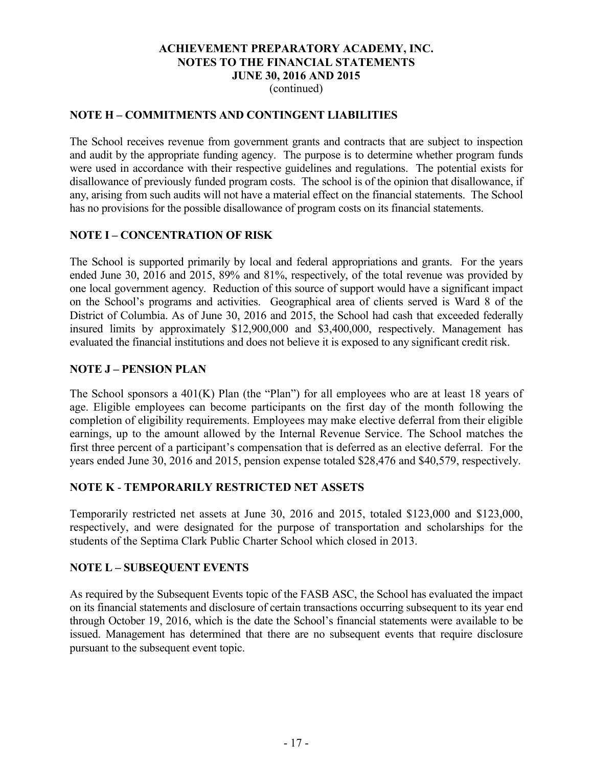# ACHIEVEMENT PREPARATORY ACADEMY, INC.
## NOTES TO THE FINANCIAL STATEMENTS
## JUNE 30, 2016 AND 2015
(continued)

### NOTE H – COMMITMENTS AND CONTINGENT LIABILITIES

The School receives revenue from government grants and contracts that are subject to inspection and audit by the appropriate funding agency. The purpose is to determine whether program funds were used in accordance with their respective guidelines and regulations. The potential exists for disallowance of previously funded program costs. The school is of the opinion that disallowance, if any, arising from such audits will not have a material effect on the financial statements. The School has no provisions for the possible disallowance of program costs on its financial statements.

### NOTE I – CONCENTRATION OF RISK

The School is supported primarily by local and federal appropriations and grants. For the years ended June 30, 2016 and 2015, 89% and 81%, respectively, of the total revenue was provided by one local government agency. Reduction of this source of support would have a significant impact on the School's programs and activities. Geographical area of clients served is Ward 8 of the District of Columbia. As of June 30, 2016 and 2015, the School had cash that exceeded federally insured limits by approximately $12,900,000 and $3,400,000, respectively. Management has evaluated the financial institutions and does not believe it is exposed to any significant credit risk.

### NOTE J – PENSION PLAN

The School sponsors a 401(K) Plan (the "Plan") for all employees who are at least 18 years of age. Eligible employees can become participants on the first day of the month following the completion of eligibility requirements. Employees may make elective deferral from their eligible earnings, up to the amount allowed by the Internal Revenue Service. The School matches the first three percent of a participant's compensation that is deferred as an elective deferral. For the years ended June 30, 2016 and 2015, pension expense totaled $28,476 and $40,579, respectively.

### NOTE K - TEMPORARILY RESTRICTED NET ASSETS

Temporarily restricted net assets at June 30, 2016 and 2015, totaled $123,000 and $123,000, respectively, and were designated for the purpose of transportation and scholarships for the students of the Septima Clark Public Charter School which closed in 2013.

### NOTE L – SUBSEQUENT EVENTS

As required by the Subsequent Events topic of the FASB ASC, the School has evaluated the impact on its financial statements and disclosure of certain transactions occurring subsequent to its year end through October 19, 2016, which is the date the School's financial statements were available to be issued. Management has determined that there are no subsequent events that require disclosure pursuant to the subsequent event topic.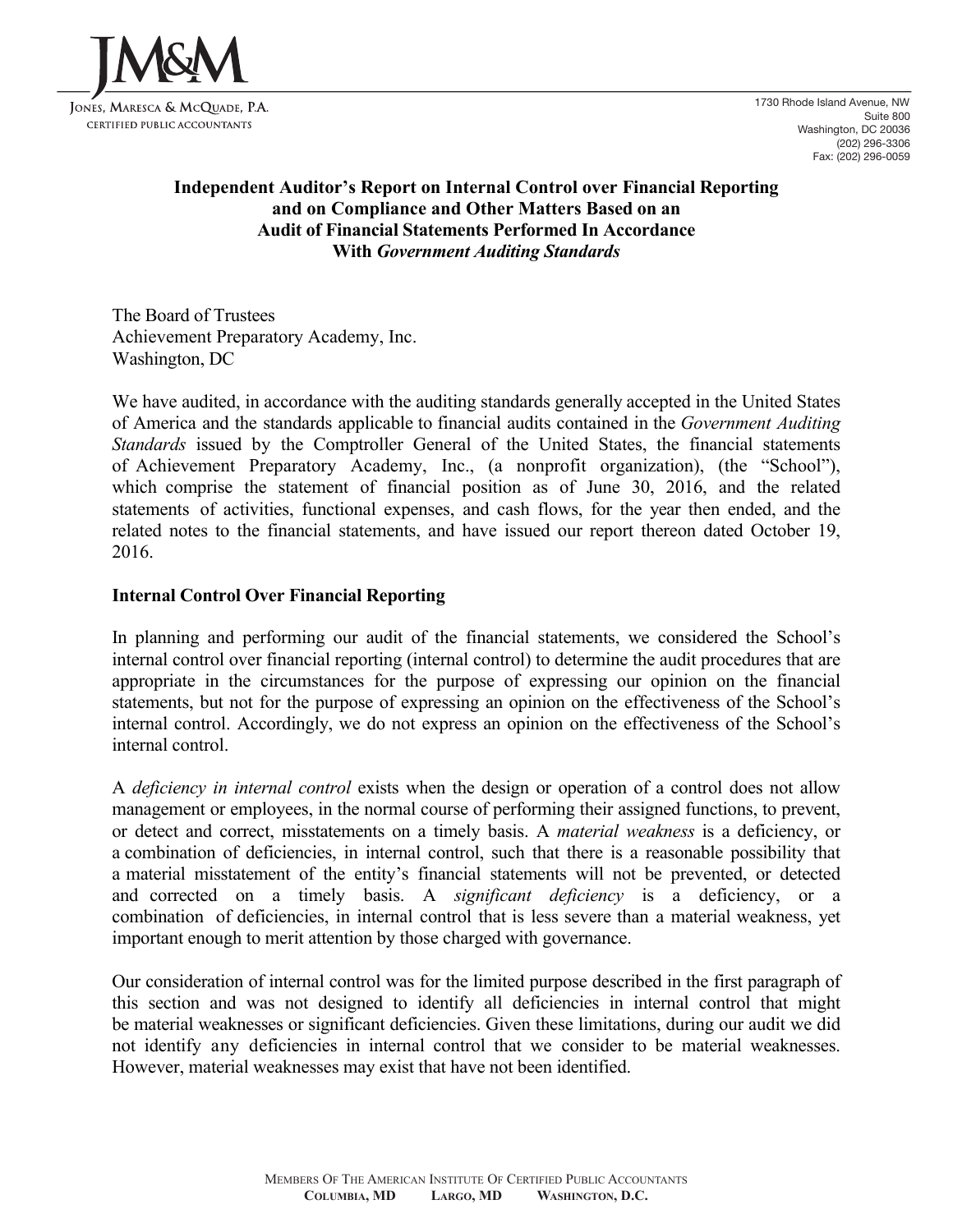JM&M

Jones, Maresca & McQuade, P.A.
CERTIFIED PUBLIC ACCOUNTANTS

1730 Rhode Island Avenue, NW
Suite 800
Washington, DC 20036
(202) 296-3306
Fax: (202) 296-0059

**Independent Auditor's Report on Internal Control over Financial Reporting and on Compliance and Other Matters Based on an Audit of Financial Statements Performed In Accordance With *Government Auditing Standards***

The Board of Trustees
Achievement Preparatory Academy, Inc.
Washington, DC

We have audited, in accordance with the auditing standards generally accepted in the United States of America and the standards applicable to financial audits contained in the *Government Auditing Standards* issued by the Comptroller General of the United States, the financial statements of Achievement Preparatory Academy, Inc., (a nonprofit organization), (the "School"), which comprise the statement of financial position as of June 30, 2016, and the related statements of activities, functional expenses, and cash flows, for the year then ended, and the related notes to the financial statements, and have issued our report thereon dated October 19, 2016.

**Internal Control Over Financial Reporting**

In planning and performing our audit of the financial statements, we considered the School's internal control over financial reporting (internal control) to determine the audit procedures that are appropriate in the circumstances for the purpose of expressing our opinion on the financial statements, but not for the purpose of expressing an opinion on the effectiveness of the School's internal control. Accordingly, we do not express an opinion on the effectiveness of the School's internal control.

A *deficiency in internal control* exists when the design or operation of a control does not allow management or employees, in the normal course of performing their assigned functions, to prevent, or detect and correct, misstatements on a timely basis. A *material weakness* is a deficiency, or a combination of deficiencies, in internal control, such that there is a reasonable possibility that a material misstatement of the entity's financial statements will not be prevented, or detected and corrected on a timely basis. A *significant deficiency* is a deficiency, or a combination of deficiencies, in internal control that is less severe than a material weakness, yet important enough to merit attention by those charged with governance.

Our consideration of internal control was for the limited purpose described in the first paragraph of this section and was not designed to identify all deficiencies in internal control that might be material weaknesses or significant deficiencies. Given these limitations, during our audit we did not identify any deficiencies in internal control that we consider to be material weaknesses. However, material weaknesses may exist that have not been identified.

Members Of The American Institute Of Certified Public Accountants
**Columbia, MD Largo, MD Washington, D.C.**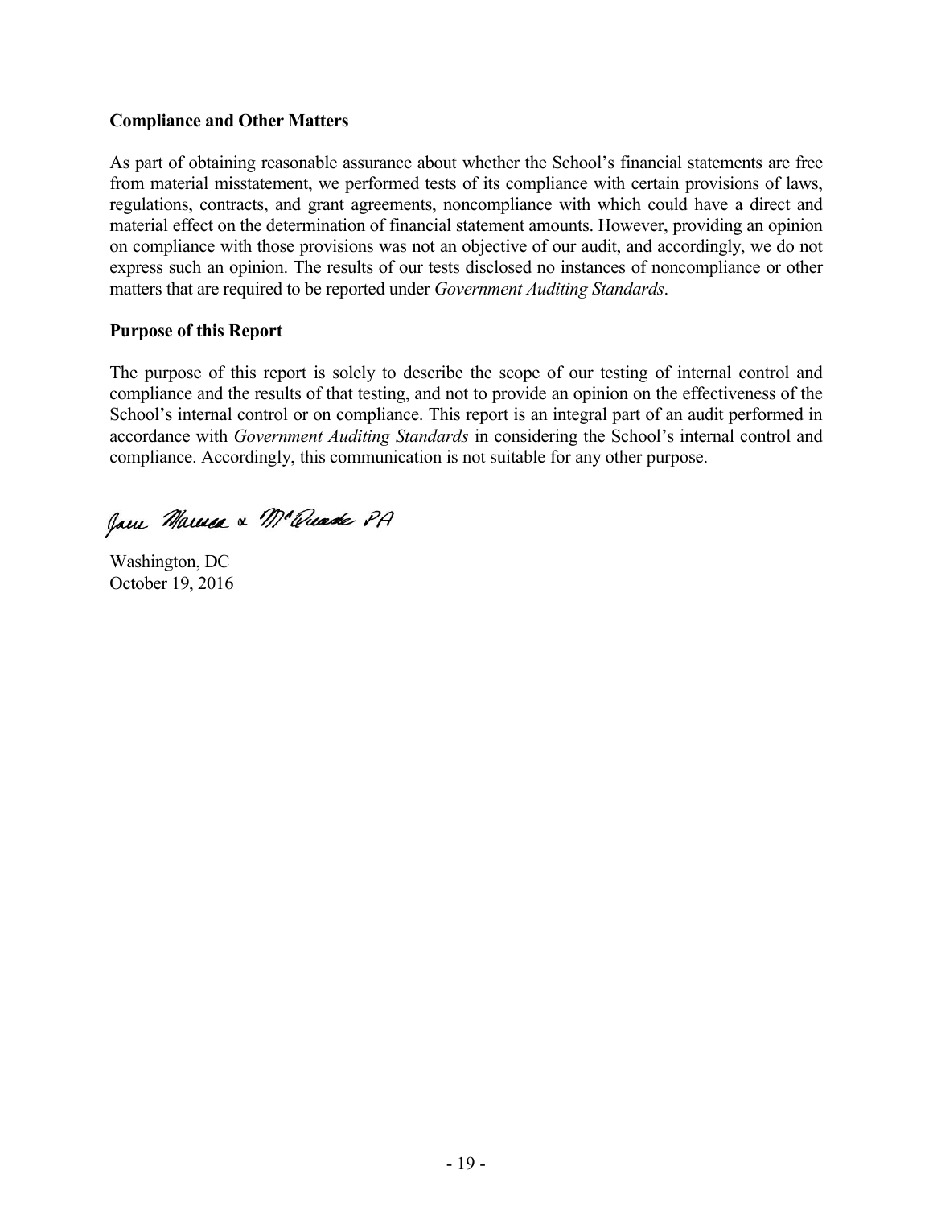### Compliance and Other Matters

As part of obtaining reasonable assurance about whether the School's financial statements are free from material misstatement, we performed tests of its compliance with certain provisions of laws, regulations, contracts, and grant agreements, noncompliance with which could have a direct and material effect on the determination of financial statement amounts. However, providing an opinion on compliance with those provisions was not an objective of our audit, and accordingly, we do not express such an opinion. The results of our tests disclosed no instances of noncompliance or other matters that are required to be reported under *Government Auditing Standards*.

### Purpose of this Report

The purpose of this report is solely to describe the scope of our testing of internal control and compliance and the results of that testing, and not to provide an opinion on the effectiveness of the School's internal control or on compliance. This report is an integral part of an audit performed in accordance with *Government Auditing Standards* in considering the School's internal control and compliance. Accordingly, this communication is not suitable for any other purpose.

Jones Marsala & McQuade PA

Washington, DC
October 19, 2016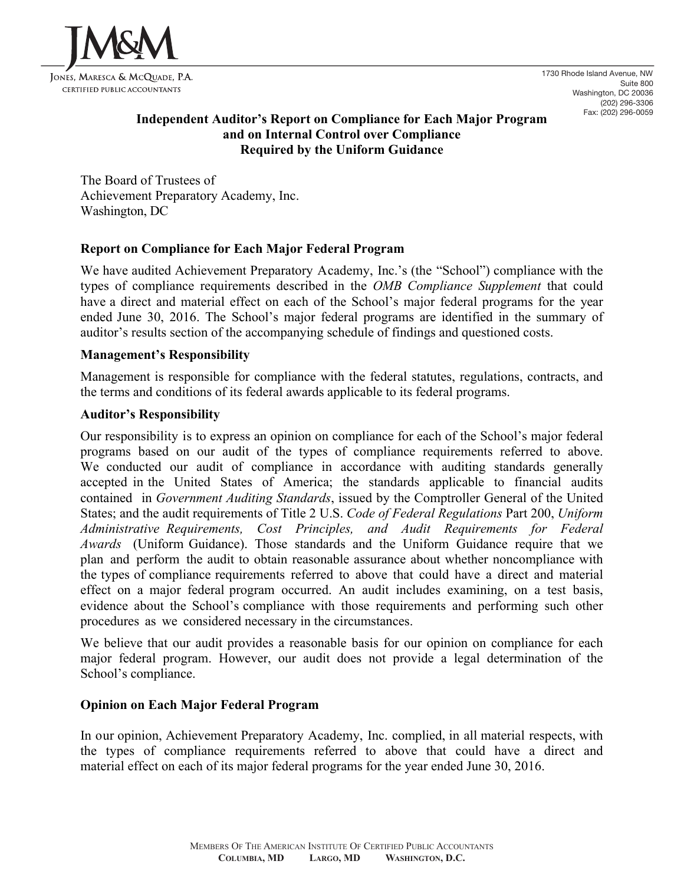**JM&M**

JONES, MARESCA & MCQUADE, P.A.
CERTIFIED PUBLIC ACCOUNTANTS

1730 Rhode Island Avenue, NW
Suite 800
Washington, DC 20036
(202) 296-3306
Fax: (202) 296-0059

# Independent Auditor's Report on Compliance for Each Major Program and on Internal Control over Compliance Required by the Uniform Guidance

The Board of Trustees of
Achievement Preparatory Academy, Inc.
Washington, DC

## Report on Compliance for Each Major Federal Program

We have audited Achievement Preparatory Academy, Inc.'s (the "School") compliance with the types of compliance requirements described in the *OMB Compliance Supplement* that could have a direct and material effect on each of the School's major federal programs for the year ended June 30, 2016. The School's major federal programs are identified in the summary of auditor's results section of the accompanying schedule of findings and questioned costs.

### Management's Responsibility

Management is responsible for compliance with the federal statutes, regulations, contracts, and the terms and conditions of its federal awards applicable to its federal programs.

### Auditor's Responsibility

Our responsibility is to express an opinion on compliance for each of the School's major federal programs based on our audit of the types of compliance requirements referred to above. We conducted our audit of compliance in accordance with auditing standards generally accepted in the United States of America; the standards applicable to financial audits contained in *Government Auditing Standards*, issued by the Comptroller General of the United States; and the audit requirements of Title 2 U.S. *Code of Federal Regulations* Part 200, *Uniform Administrative Requirements, Cost Principles, and Audit Requirements for Federal Awards* (Uniform Guidance). Those standards and the Uniform Guidance require that we plan and perform the audit to obtain reasonable assurance about whether noncompliance with the types of compliance requirements referred to above that could have a direct and material effect on a major federal program occurred. An audit includes examining, on a test basis, evidence about the School's compliance with those requirements and performing such other procedures as we considered necessary in the circumstances.

We believe that our audit provides a reasonable basis for our opinion on compliance for each major federal program. However, our audit does not provide a legal determination of the School's compliance.

## Opinion on Each Major Federal Program

In our opinion, Achievement Preparatory Academy, Inc. complied, in all material respects, with the types of compliance requirements referred to above that could have a direct and material effect on each of its major federal programs for the year ended June 30, 2016.

MEMBERS OF THE AMERICAN INSTITUTE OF CERTIFIED PUBLIC ACCOUNTANTS
**COLUMBIA, MD LARGO, MD WASHINGTON, D.C.**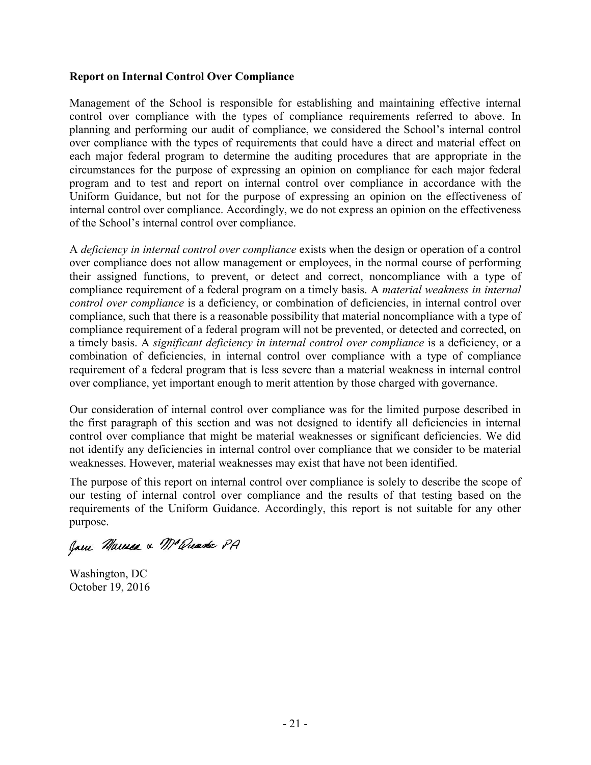**Report on Internal Control Over Compliance**

Management of the School is responsible for establishing and maintaining effective internal control over compliance with the types of compliance requirements referred to above. In planning and performing our audit of compliance, we considered the School's internal control over compliance with the types of requirements that could have a direct and material effect on each major federal program to determine the auditing procedures that are appropriate in the circumstances for the purpose of expressing an opinion on compliance for each major federal program and to test and report on internal control over compliance in accordance with the Uniform Guidance, but not for the purpose of expressing an opinion on the effectiveness of internal control over compliance. Accordingly, we do not express an opinion on the effectiveness of the School's internal control over compliance.

A *deficiency in internal control over compliance* exists when the design or operation of a control over compliance does not allow management or employees, in the normal course of performing their assigned functions, to prevent, or detect and correct, noncompliance with a type of compliance requirement of a federal program on a timely basis. A *material weakness in internal control over compliance* is a deficiency, or combination of deficiencies, in internal control over compliance, such that there is a reasonable possibility that material noncompliance with a type of compliance requirement of a federal program will not be prevented, or detected and corrected, on a timely basis. A *significant deficiency in internal control over compliance* is a deficiency, or a combination of deficiencies, in internal control over compliance with a type of compliance requirement of a federal program that is less severe than a material weakness in internal control over compliance, yet important enough to merit attention by those charged with governance.

Our consideration of internal control over compliance was for the limited purpose described in the first paragraph of this section and was not designed to identify all deficiencies in internal control over compliance that might be material weaknesses or significant deficiencies. We did not identify any deficiencies in internal control over compliance that we consider to be material weaknesses. However, material weaknesses may exist that have not been identified.

The purpose of this report on internal control over compliance is solely to describe the scope of our testing of internal control over compliance and the results of that testing based on the requirements of the Uniform Guidance. Accordingly, this report is not suitable for any other purpose.

Jane Marusa & McQuade PA

Washington, DC
October 19, 2016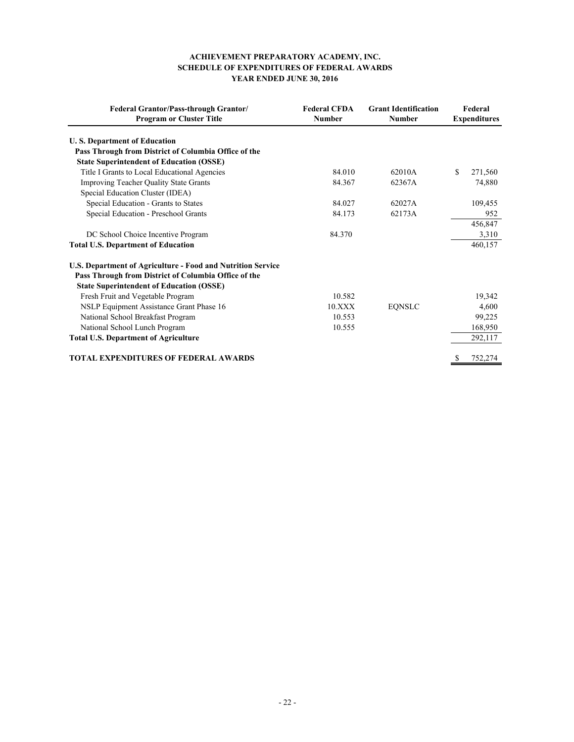# ACHIEVEMENT PREPARATORY ACADEMY, INC.
## SCHEDULE OF EXPENDITURES OF FEDERAL AWARDS
### YEAR ENDED JUNE 30, 2016

| Federal Grantor/Pass-through Grantor/ Program or Cluster Title | Federal CFDA Number | Grant Identification Number | Federal Expenditures |
|---|---|---|---|
| **U. S. Department of Education** | | | |
| **Pass Through from District of Columbia Office of the State Superintendent of Education (OSSE)** | | | |
| Title I Grants to Local Educational Agencies | 84.010 | 62010A | $ 271,560 |
| Improving Teacher Quality State Grants | 84.367 | 62367A | 74,880 |
| Special Education Cluster (IDEA) | | | |
| Special Education - Grants to States | 84.027 | 62027A | 109,455 |
| Special Education - Preschool Grants | 84.173 | 62173A | 952 |
| | | | 456,847 |
| DC School Choice Incentive Program | 84.370 | | 3,310 |
| **Total U.S. Department of Education** | | | 460,157 |
| **U.S. Department of Agriculture - Food and Nutrition Service** | | | |
| **Pass Through from District of Columbia Office of the State Superintendent of Education (OSSE)** | | | |
| Fresh Fruit and Vegetable Program | 10.582 | | 19,342 |
| NSLP Equipment Assistance Grant Phase 16 | 10.XXX | EQNSLC | 4,600 |
| National School Breakfast Program | 10.553 | | 99,225 |
| National School Lunch Program | 10.555 | | 168,950 |
| **Total U.S. Department of Agriculture** | | | 292,117 |
| **TOTAL EXPENDITURES OF FEDERAL AWARDS** | | | $ 752,274 |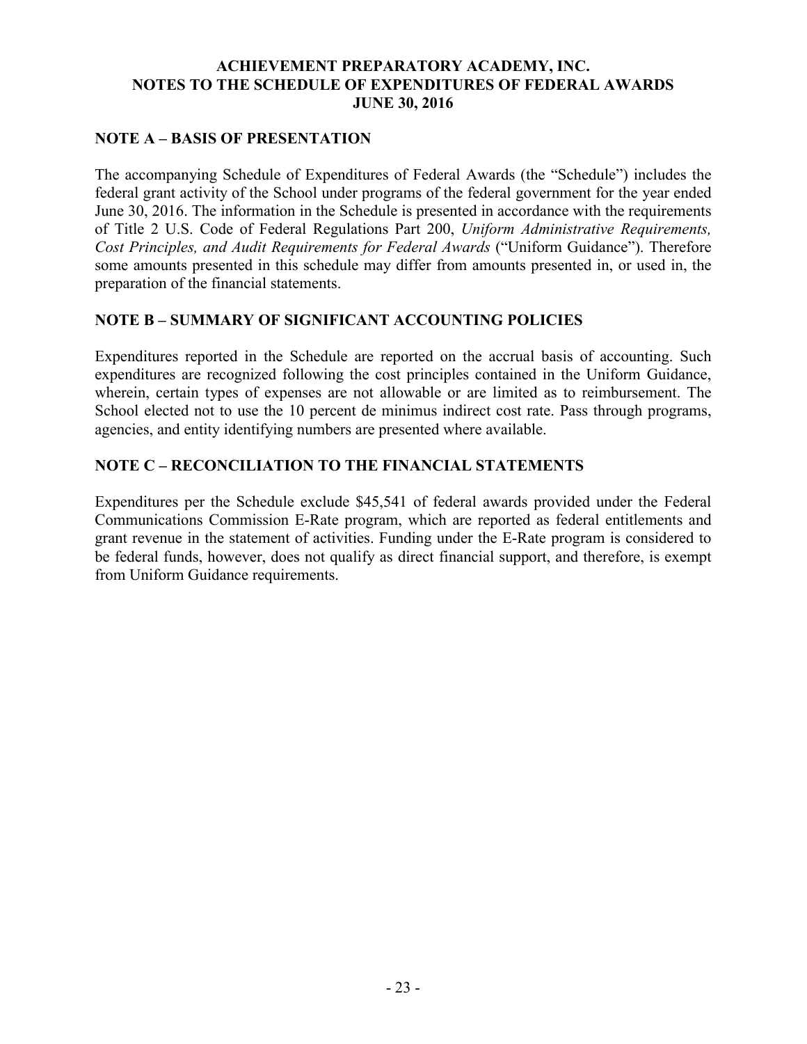# ACHIEVEMENT PREPARATORY ACADEMY, INC.
## NOTES TO THE SCHEDULE OF EXPENDITURES OF FEDERAL AWARDS
## JUNE 30, 2016

### NOTE A – BASIS OF PRESENTATION

The accompanying Schedule of Expenditures of Federal Awards (the "Schedule") includes the federal grant activity of the School under programs of the federal government for the year ended June 30, 2016. The information in the Schedule is presented in accordance with the requirements of Title 2 U.S. Code of Federal Regulations Part 200, *Uniform Administrative Requirements, Cost Principles, and Audit Requirements for Federal Awards* ("Uniform Guidance"). Therefore some amounts presented in this schedule may differ from amounts presented in, or used in, the preparation of the financial statements.

### NOTE B – SUMMARY OF SIGNIFICANT ACCOUNTING POLICIES

Expenditures reported in the Schedule are reported on the accrual basis of accounting. Such expenditures are recognized following the cost principles contained in the Uniform Guidance, wherein, certain types of expenses are not allowable or are limited as to reimbursement. The School elected not to use the 10 percent de minimus indirect cost rate. Pass through programs, agencies, and entity identifying numbers are presented where available.

### NOTE C – RECONCILIATION TO THE FINANCIAL STATEMENTS

Expenditures per the Schedule exclude $45,541 of federal awards provided under the Federal Communications Commission E-Rate program, which are reported as federal entitlements and grant revenue in the statement of activities. Funding under the E-Rate program is considered to be federal funds, however, does not qualify as direct financial support, and therefore, is exempt from Uniform Guidance requirements.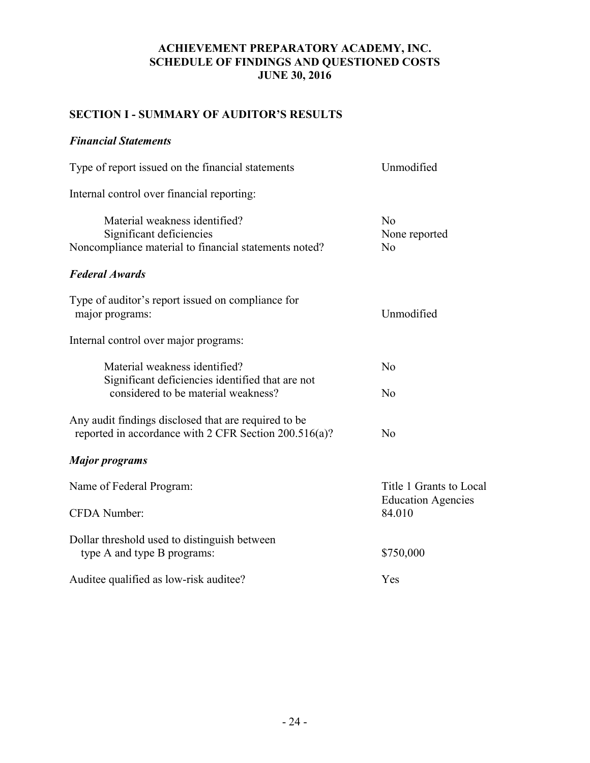# ACHIEVEMENT PREPARATORY ACADEMY, INC.
# SCHEDULE OF FINDINGS AND QUESTIONED COSTS
# JUNE 30, 2016

## SECTION I - SUMMARY OF AUDITOR'S RESULTS

### *Financial Statements*

| | |
|---|---|
| Type of report issued on the financial statements | Unmodified |
| Internal control over financial reporting: | |
| Material weakness identified? | No |
| Significant deficiencies | None reported |
| Noncompliance material to financial statements noted? | No |

### *Federal Awards*

| | |
|---|---|
| Type of auditor's report issued on compliance for major programs: | Unmodified |
| Internal control over major programs: | |
| Material weakness identified? | No |
| Significant deficiencies identified that are not considered to be material weakness? | No |
| Any audit findings disclosed that are required to be reported in accordance with 2 CFR Section 200.516(a)? | No |

### *Major programs*

| | |
|---|---|
| Name of Federal Program: | Title 1 Grants to Local Education Agencies |
| CFDA Number: | 84.010 |
| Dollar threshold used to distinguish between type A and type B programs: | $750,000 |
| Auditee qualified as low-risk auditee? | Yes |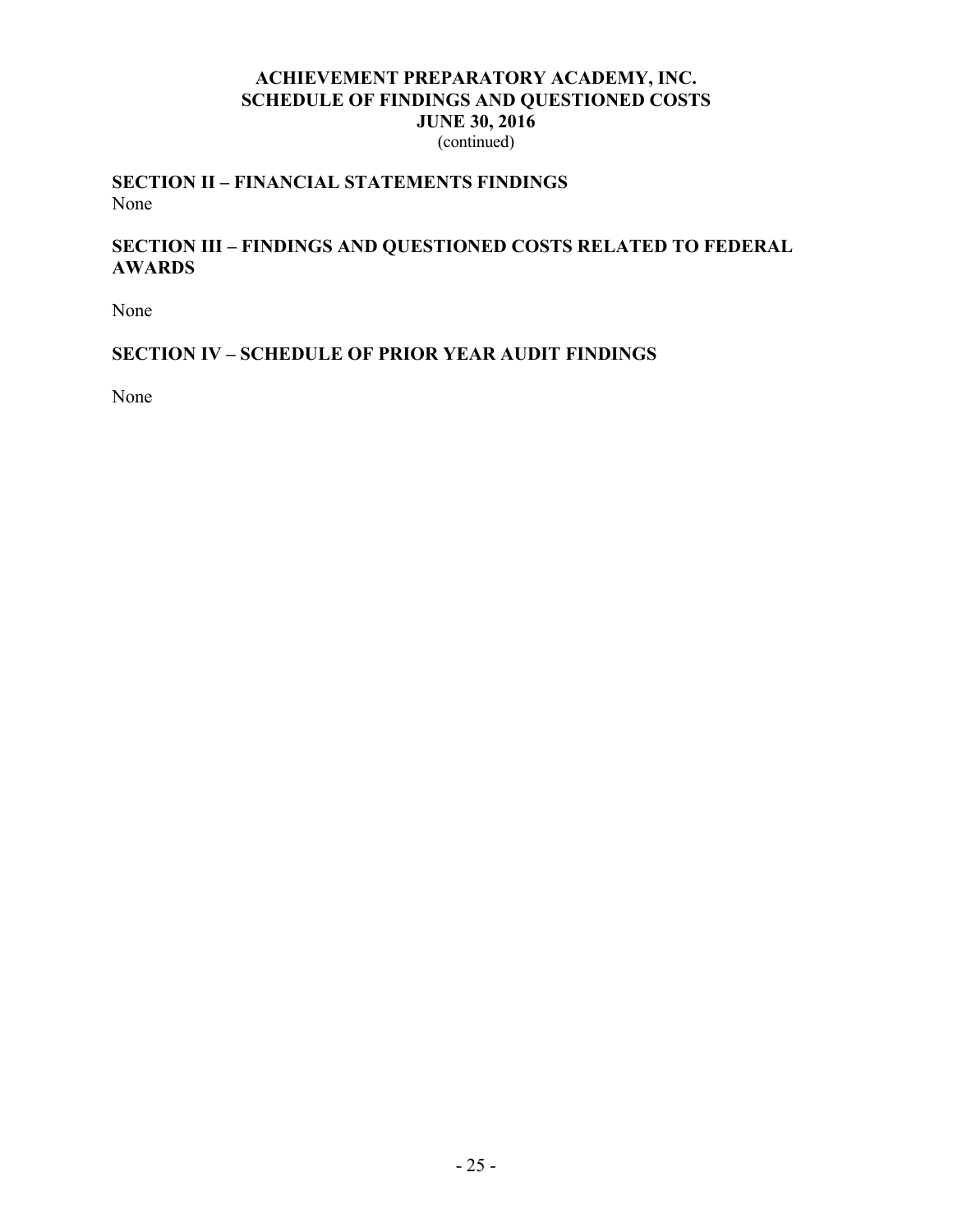# ACHIEVEMENT PREPARATORY ACADEMY, INC.
## SCHEDULE OF FINDINGS AND QUESTIONED COSTS
## JUNE 30, 2016
(continued)

### SECTION II – FINANCIAL STATEMENTS FINDINGS

None

### SECTION III – FINDINGS AND QUESTIONED COSTS RELATED TO FEDERAL AWARDS

None

### SECTION IV – SCHEDULE OF PRIOR YEAR AUDIT FINDINGS

None